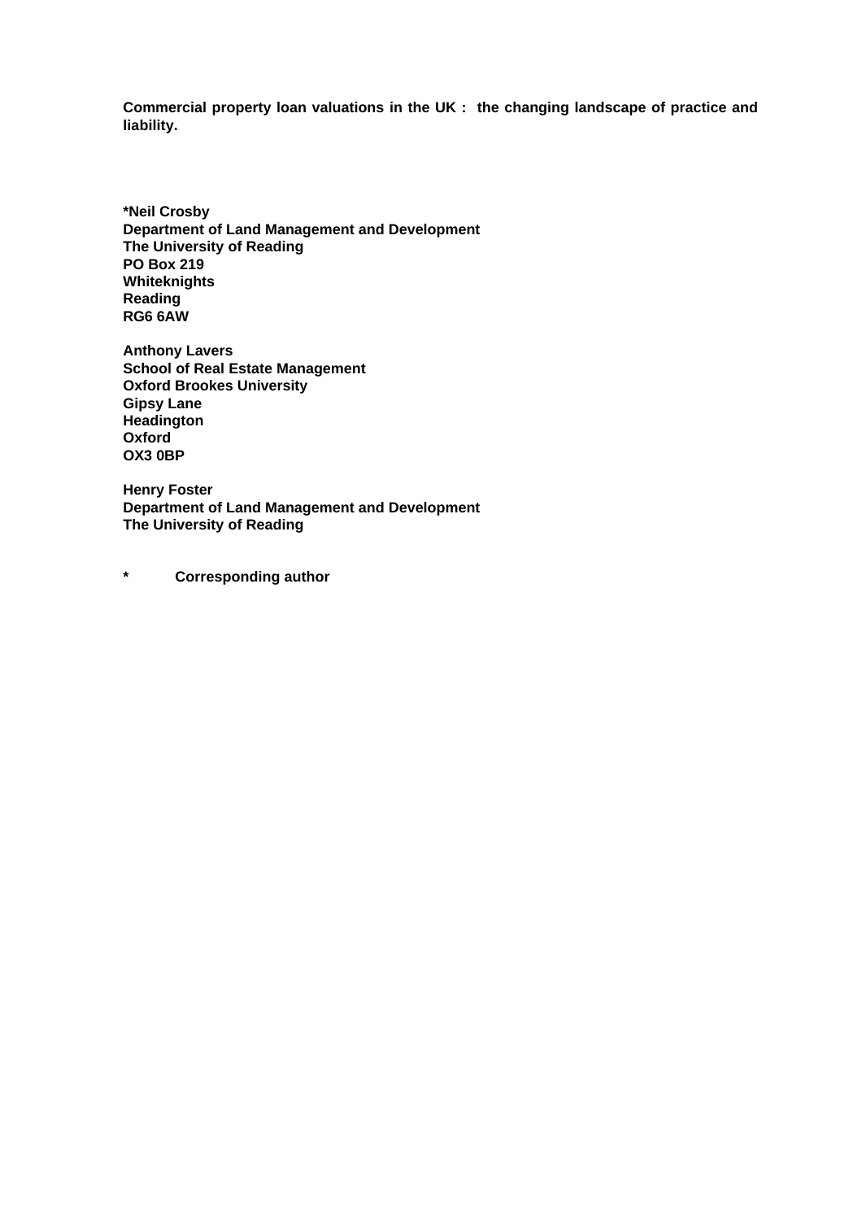# Commercial property loan valuations in the UK : the changing landscape of practice and liability.

**\*Neil Crosby**
**Department of Land Management and Development**
**The University of Reading**
**PO Box 219**
**Whiteknights**
**Reading**
**RG6 6AW**

**Anthony Lavers**
**School of Real Estate Management**
**Oxford Brookes University**
**Gipsy Lane**
**Headington**
**Oxford**
**OX3 0BP**

**Henry Foster**
**Department of Land Management and Development**
**The University of Reading**

**\* Corresponding author**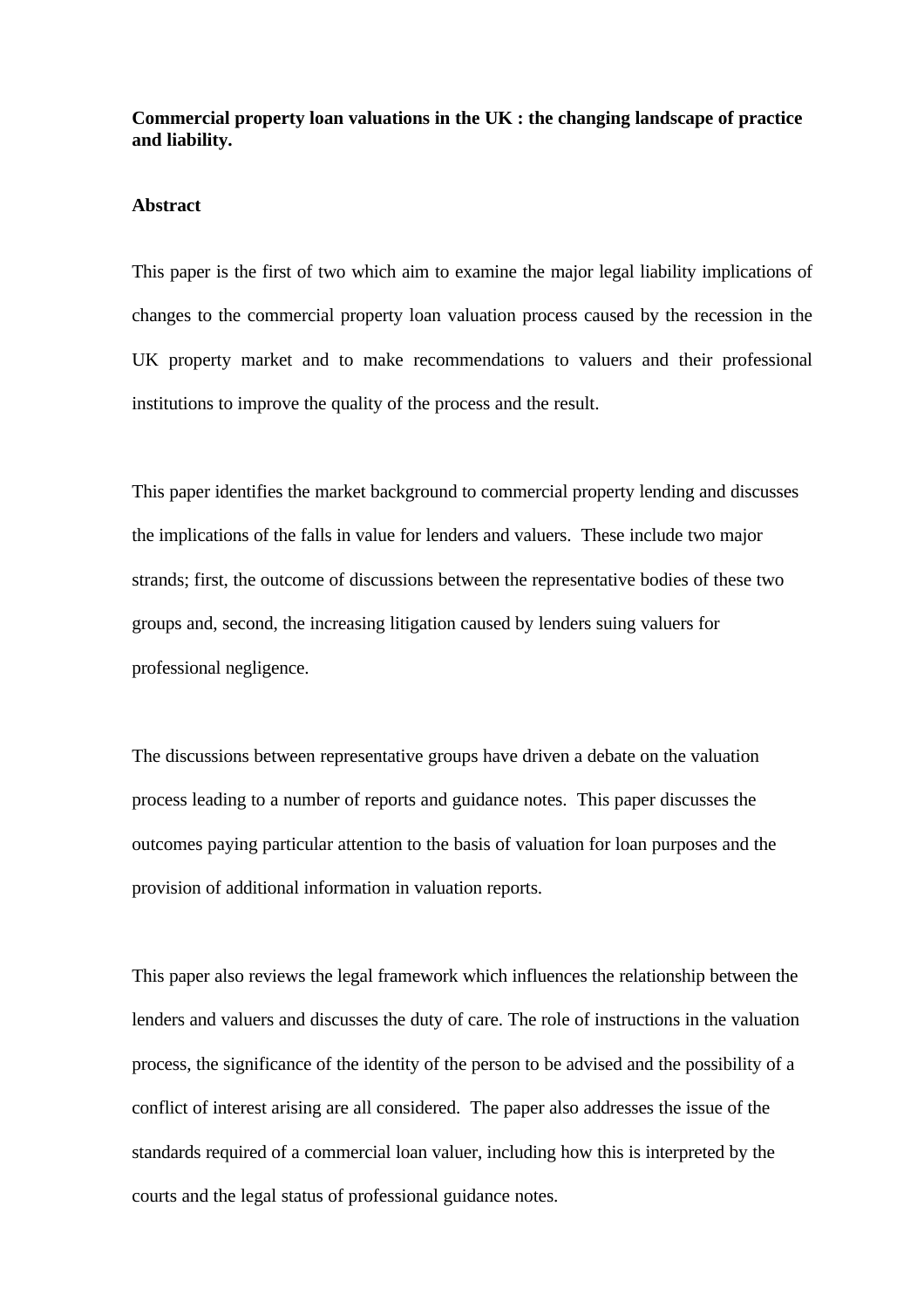**Commercial property loan valuations in the UK : the changing landscape of practice and liability.**

**Abstract**

This paper is the first of two which aim to examine the major legal liability implications of changes to the commercial property loan valuation process caused by the recession in the UK property market and to make recommendations to valuers and their professional institutions to improve the quality of the process and the result.

This paper identifies the market background to commercial property lending and discusses the implications of the falls in value for lenders and valuers. These include two major strands; first, the outcome of discussions between the representative bodies of these two groups and, second, the increasing litigation caused by lenders suing valuers for professional negligence.

The discussions between representative groups have driven a debate on the valuation process leading to a number of reports and guidance notes. This paper discusses the outcomes paying particular attention to the basis of valuation for loan purposes and the provision of additional information in valuation reports.

This paper also reviews the legal framework which influences the relationship between the lenders and valuers and discusses the duty of care. The role of instructions in the valuation process, the significance of the identity of the person to be advised and the possibility of a conflict of interest arising are all considered. The paper also addresses the issue of the standards required of a commercial loan valuer, including how this is interpreted by the courts and the legal status of professional guidance notes.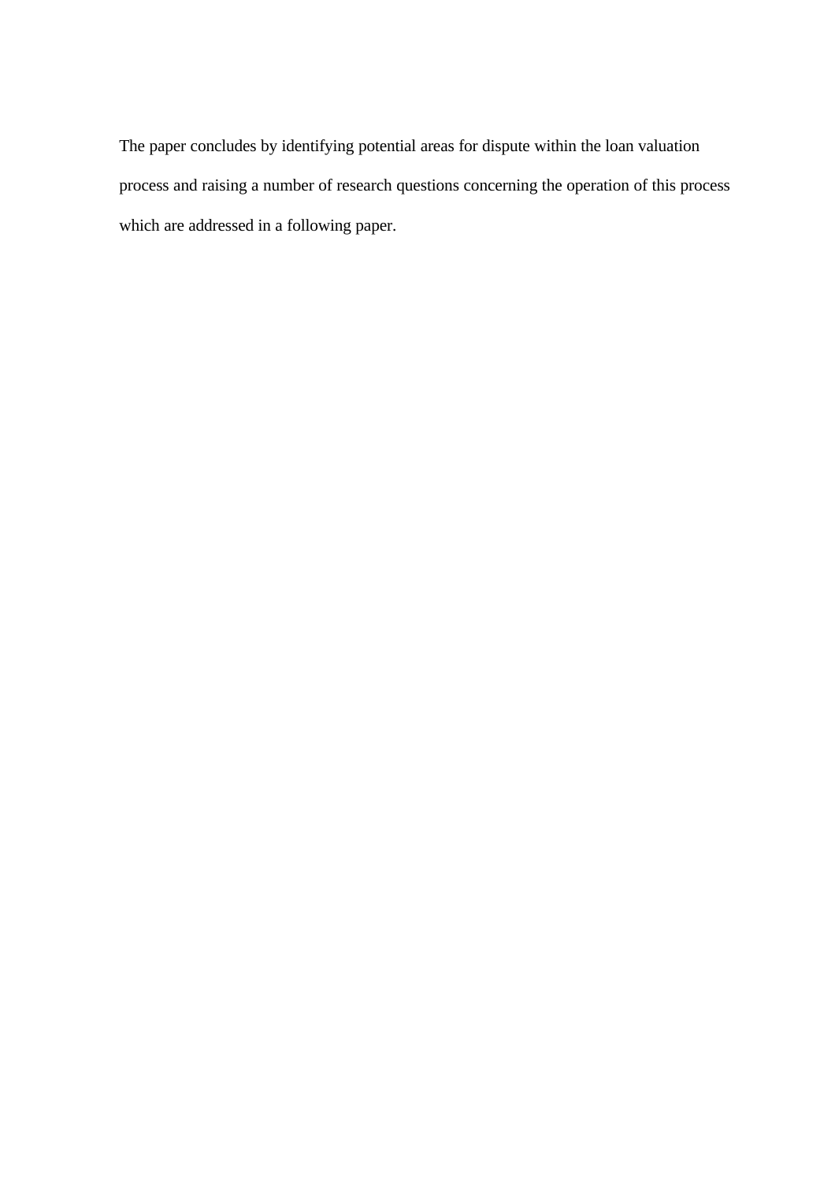The paper concludes by identifying potential areas for dispute within the loan valuation process and raising a number of research questions concerning the operation of this process which are addressed in a following paper.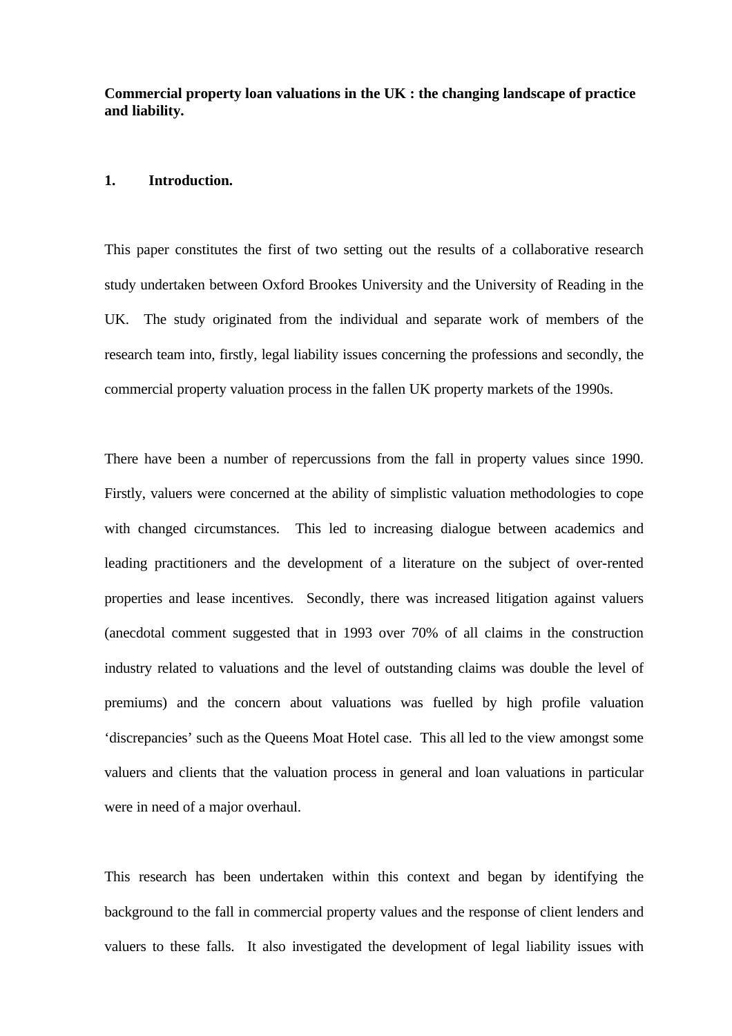**Commercial property loan valuations in the UK : the changing landscape of practice and liability.**

## 1. Introduction.

This paper constitutes the first of two setting out the results of a collaborative research study undertaken between Oxford Brookes University and the University of Reading in the UK. The study originated from the individual and separate work of members of the research team into, firstly, legal liability issues concerning the professions and secondly, the commercial property valuation process in the fallen UK property markets of the 1990s.

There have been a number of repercussions from the fall in property values since 1990. Firstly, valuers were concerned at the ability of simplistic valuation methodologies to cope with changed circumstances. This led to increasing dialogue between academics and leading practitioners and the development of a literature on the subject of over-rented properties and lease incentives. Secondly, there was increased litigation against valuers (anecdotal comment suggested that in 1993 over 70% of all claims in the construction industry related to valuations and the level of outstanding claims was double the level of premiums) and the concern about valuations was fuelled by high profile valuation 'discrepancies' such as the Queens Moat Hotel case. This all led to the view amongst some valuers and clients that the valuation process in general and loan valuations in particular were in need of a major overhaul.

This research has been undertaken within this context and began by identifying the background to the fall in commercial property values and the response of client lenders and valuers to these falls. It also investigated the development of legal liability issues with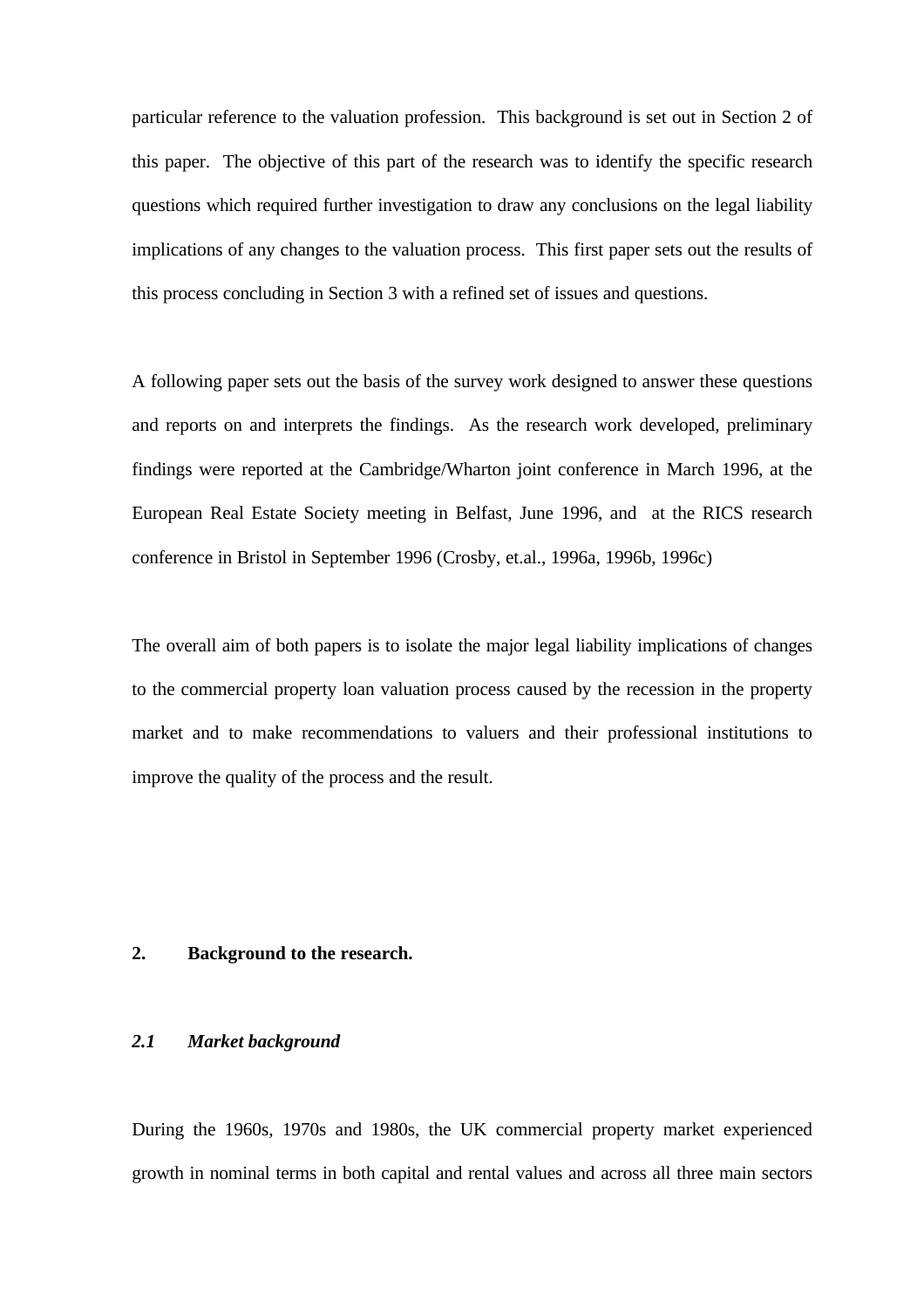particular reference to the valuation profession. This background is set out in Section 2 of this paper. The objective of this part of the research was to identify the specific research questions which required further investigation to draw any conclusions on the legal liability implications of any changes to the valuation process. This first paper sets out the results of this process concluding in Section 3 with a refined set of issues and questions.

A following paper sets out the basis of the survey work designed to answer these questions and reports on and interprets the findings. As the research work developed, preliminary findings were reported at the Cambridge/Wharton joint conference in March 1996, at the European Real Estate Society meeting in Belfast, June 1996, and at the RICS research conference in Bristol in September 1996 (Crosby, et.al., 1996a, 1996b, 1996c)

The overall aim of both papers is to isolate the major legal liability implications of changes to the commercial property loan valuation process caused by the recession in the property market and to make recommendations to valuers and their professional institutions to improve the quality of the process and the result.

## 2. Background to the research.

### *2.1 Market background*

During the 1960s, 1970s and 1980s, the UK commercial property market experienced growth in nominal terms in both capital and rental values and across all three main sectors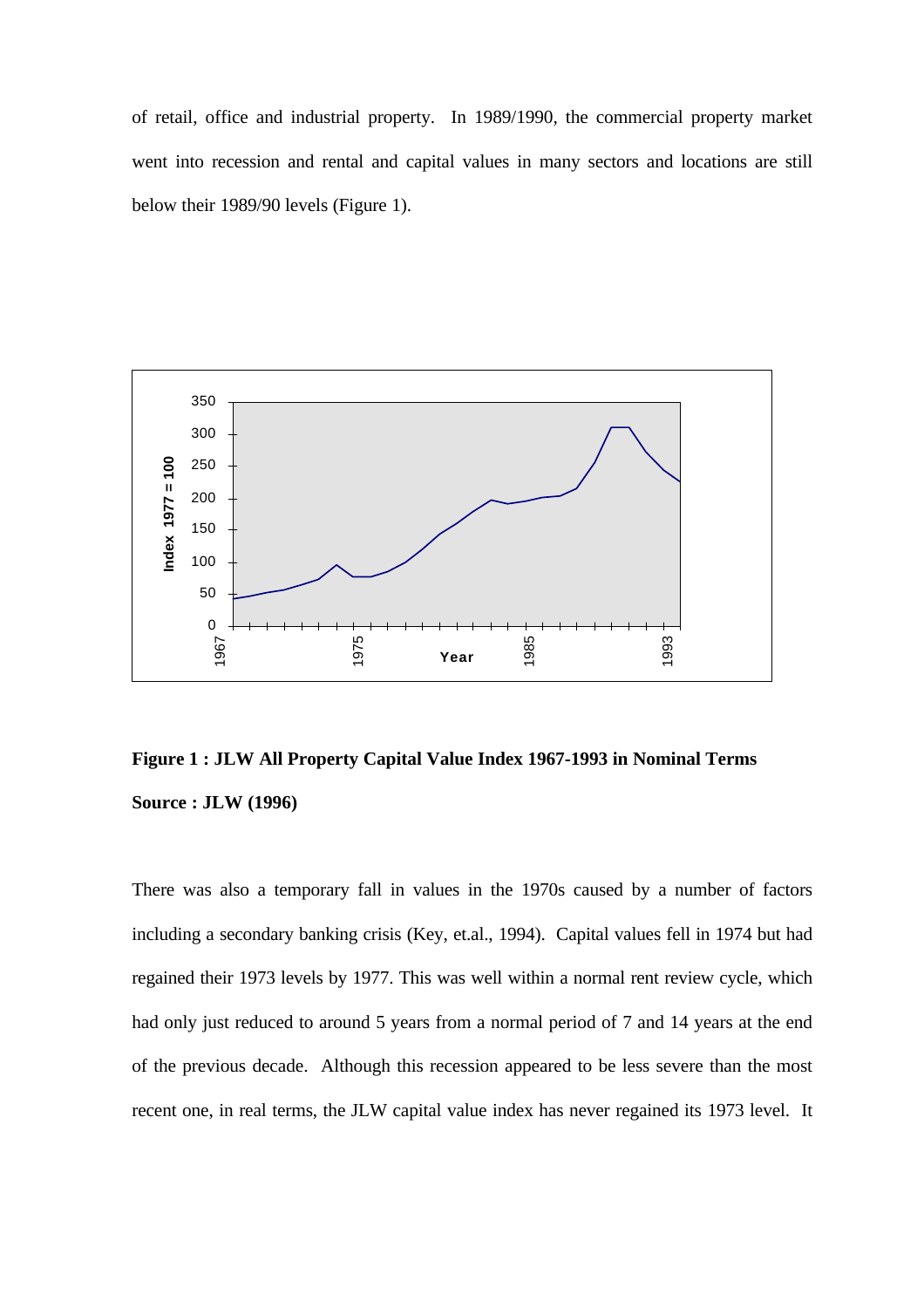of retail, office and industrial property. In 1989/1990, the commercial property market went into recession and rental and capital values in many sectors and locations are still below their 1989/90 levels (Figure 1).

350
300
250
200
150
100
50
0

Index 1977 = 100

1967
1975
1985
1993

Year

**Figure 1 : JLW All Property Capital Value Index 1967-1993 in Nominal Terms**

**Source : JLW (1996)**

There was also a temporary fall in values in the 1970s caused by a number of factors including a secondary banking crisis (Key, et.al., 1994). Capital values fell in 1974 but had regained their 1973 levels by 1977. This was well within a normal rent review cycle, which had only just reduced to around 5 years from a normal period of 7 and 14 years at the end of the previous decade. Although this recession appeared to be less severe than the most recent one, in real terms, the JLW capital value index has never regained its 1973 level. It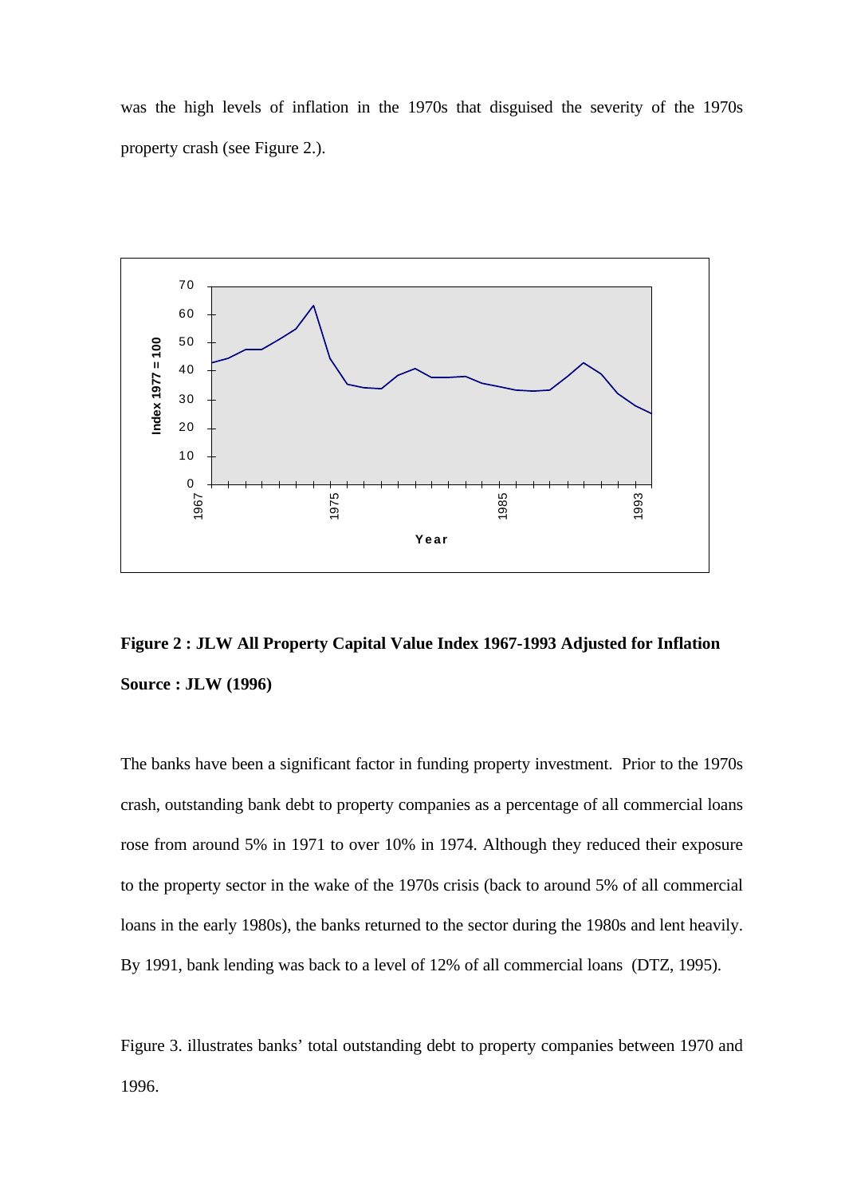was the high levels of inflation in the 1970s that disguised the severity of the 1970s property crash (see Figure 2.).

**Figure 2 : JLW All Property Capital Value Index 1967-1993 Adjusted for Inflation**

**Source : JLW (1996)**

The banks have been a significant factor in funding property investment. Prior to the 1970s crash, outstanding bank debt to property companies as a percentage of all commercial loans rose from around 5% in 1971 to over 10% in 1974. Although they reduced their exposure to the property sector in the wake of the 1970s crisis (back to around 5% of all commercial loans in the early 1980s), the banks returned to the sector during the 1980s and lent heavily. By 1991, bank lending was back to a level of 12% of all commercial loans (DTZ, 1995).

Figure 3. illustrates banks' total outstanding debt to property companies between 1970 and 1996.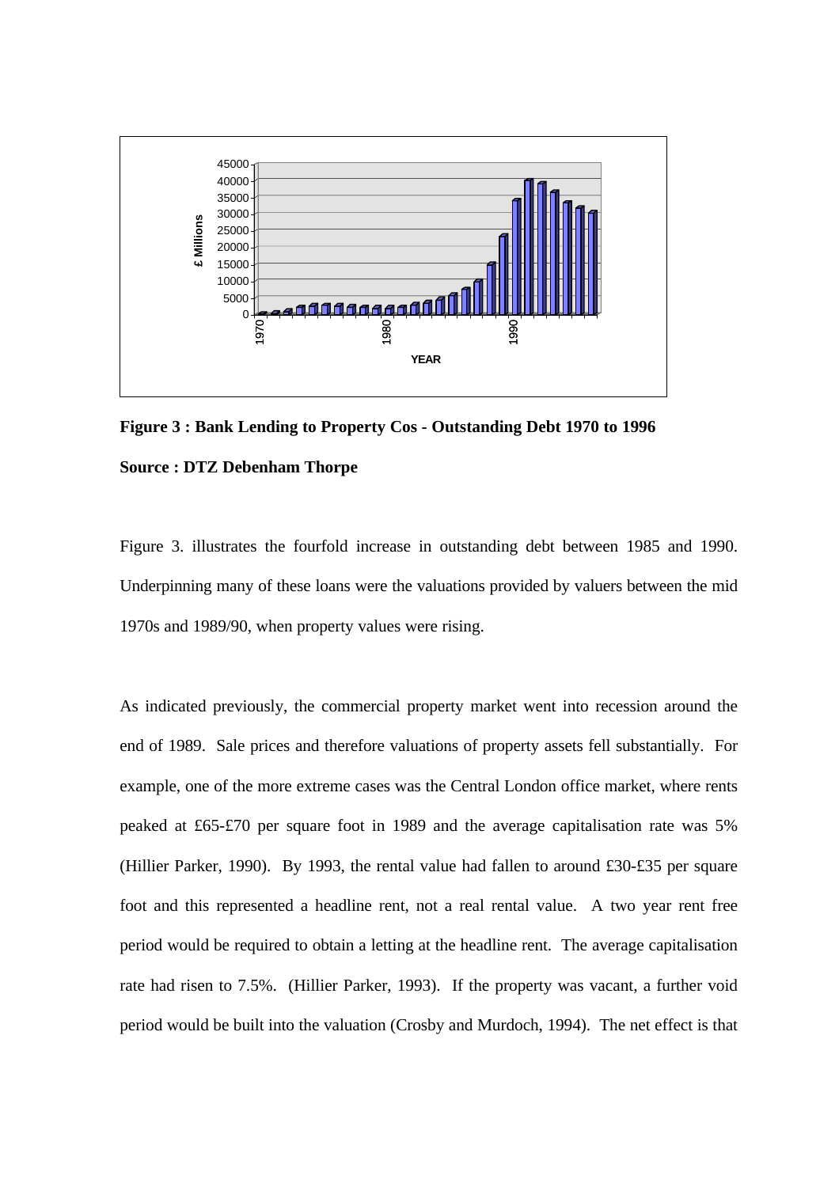45000
40000
35000
30000
25000
20000
15000
10000
5000
0

£ Millions

1970
1980
1990

YEAR

**Figure 3 : Bank Lending to Property Cos - Outstanding Debt 1970 to 1996**

**Source : DTZ Debenham Thorpe**

Figure 3. illustrates the fourfold increase in outstanding debt between 1985 and 1990. Underpinning many of these loans were the valuations provided by valuers between the mid 1970s and 1989/90, when property values were rising.

As indicated previously, the commercial property market went into recession around the end of 1989. Sale prices and therefore valuations of property assets fell substantially. For example, one of the more extreme cases was the Central London office market, where rents peaked at £65-£70 per square foot in 1989 and the average capitalisation rate was 5% (Hillier Parker, 1990). By 1993, the rental value had fallen to around £30-£35 per square foot and this represented a headline rent, not a real rental value. A two year rent free period would be required to obtain a letting at the headline rent. The average capitalisation rate had risen to 7.5%. (Hillier Parker, 1993). If the property was vacant, a further void period would be built into the valuation (Crosby and Murdoch, 1994). The net effect is that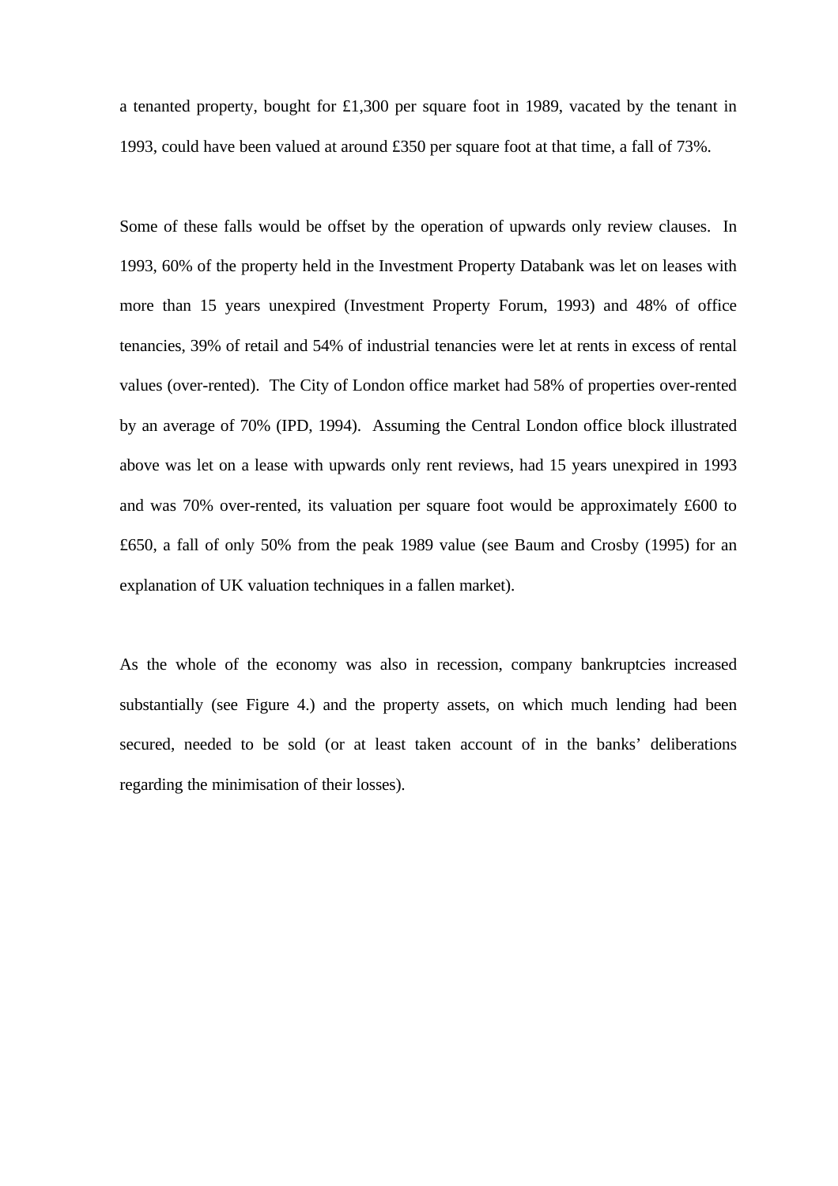a tenanted property, bought for £1,300 per square foot in 1989, vacated by the tenant in 1993, could have been valued at around £350 per square foot at that time, a fall of 73%.

Some of these falls would be offset by the operation of upwards only review clauses. In 1993, 60% of the property held in the Investment Property Databank was let on leases with more than 15 years unexpired (Investment Property Forum, 1993) and 48% of office tenancies, 39% of retail and 54% of industrial tenancies were let at rents in excess of rental values (over-rented). The City of London office market had 58% of properties over-rented by an average of 70% (IPD, 1994). Assuming the Central London office block illustrated above was let on a lease with upwards only rent reviews, had 15 years unexpired in 1993 and was 70% over-rented, its valuation per square foot would be approximately £600 to £650, a fall of only 50% from the peak 1989 value (see Baum and Crosby (1995) for an explanation of UK valuation techniques in a fallen market).

As the whole of the economy was also in recession, company bankruptcies increased substantially (see Figure 4.) and the property assets, on which much lending had been secured, needed to be sold (or at least taken account of in the banks' deliberations regarding the minimisation of their losses).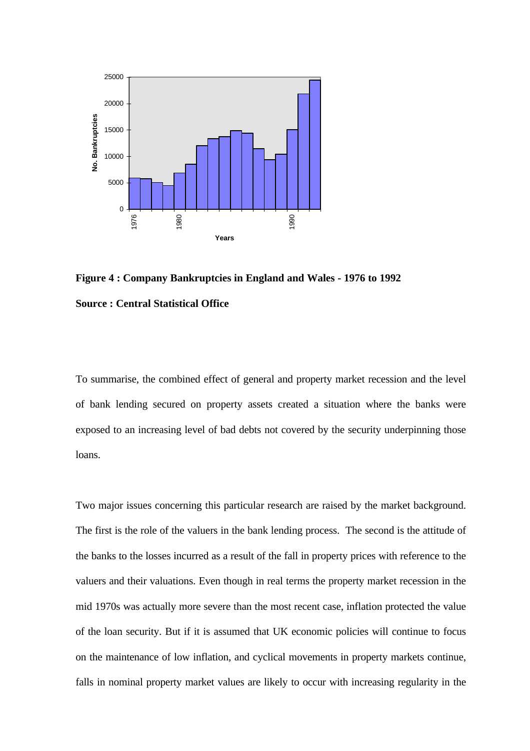25000
20000
15000
10000
5000
0

No. Bankruptcies

1976
1980
1990

Years

**Figure 4 : Company Bankruptcies in England and Wales - 1976 to 1992**

**Source : Central Statistical Office**

To summarise, the combined effect of general and property market recession and the level of bank lending secured on property assets created a situation where the banks were exposed to an increasing level of bad debts not covered by the security underpinning those loans.

Two major issues concerning this particular research are raised by the market background. The first is the role of the valuers in the bank lending process. The second is the attitude of the banks to the losses incurred as a result of the fall in property prices with reference to the valuers and their valuations. Even though in real terms the property market recession in the mid 1970s was actually more severe than the most recent case, inflation protected the value of the loan security. But if it is assumed that UK economic policies will continue to focus on the maintenance of low inflation, and cyclical movements in property markets continue, falls in nominal property market values are likely to occur with increasing regularity in the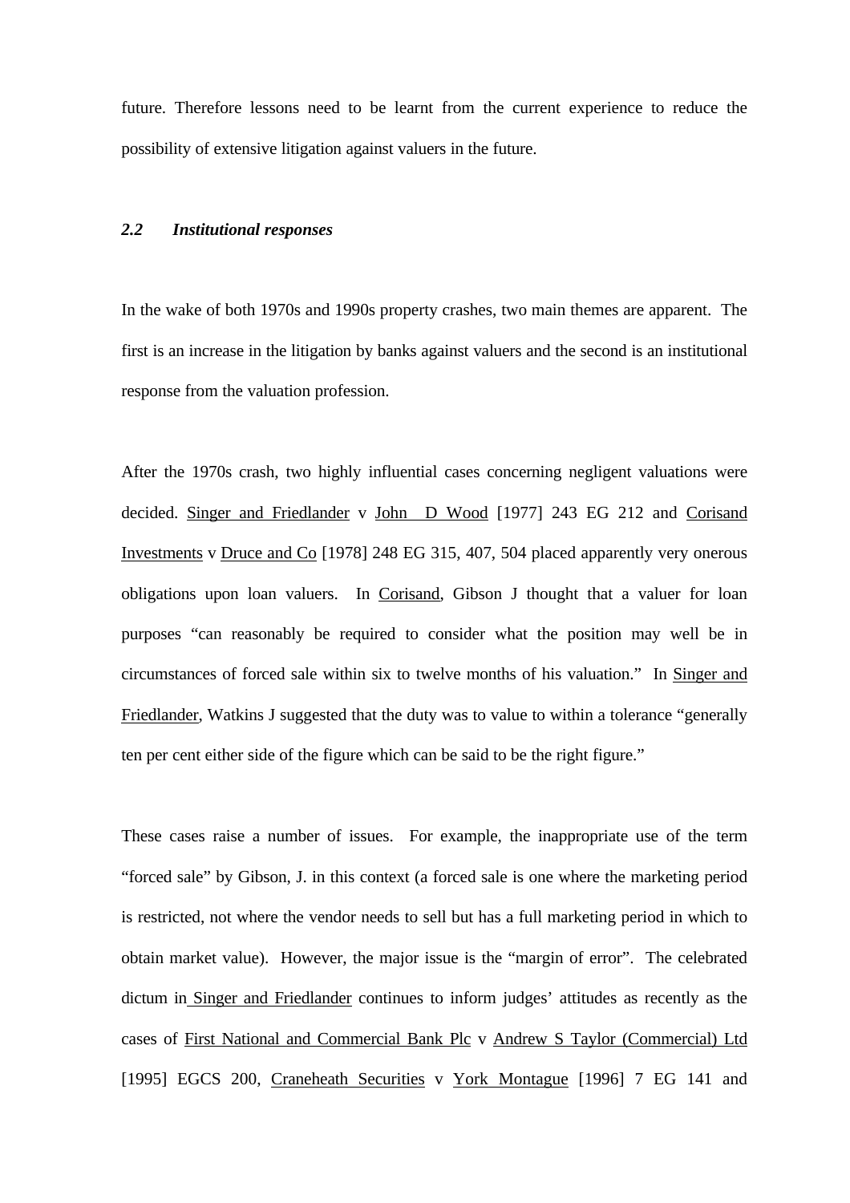future. Therefore lessons need to be learnt from the current experience to reduce the possibility of extensive litigation against valuers in the future.

### *2.2 Institutional responses*

In the wake of both 1970s and 1990s property crashes, two main themes are apparent. The first is an increase in the litigation by banks against valuers and the second is an institutional response from the valuation profession.

After the 1970s crash, two highly influential cases concerning negligent valuations were decided. Singer and Friedlander v John D Wood [1977] 243 EG 212 and Corisand Investments v Druce and Co [1978] 248 EG 315, 407, 504 placed apparently very onerous obligations upon loan valuers. In Corisand, Gibson J thought that a valuer for loan purposes "can reasonably be required to consider what the position may well be in circumstances of forced sale within six to twelve months of his valuation." In Singer and Friedlander, Watkins J suggested that the duty was to value to within a tolerance "generally ten per cent either side of the figure which can be said to be the right figure."

These cases raise a number of issues. For example, the inappropriate use of the term "forced sale" by Gibson, J. in this context (a forced sale is one where the marketing period is restricted, not where the vendor needs to sell but has a full marketing period in which to obtain market value). However, the major issue is the "margin of error". The celebrated dictum in Singer and Friedlander continues to inform judges' attitudes as recently as the cases of First National and Commercial Bank Plc v Andrew S Taylor (Commercial) Ltd [1995] EGCS 200, Craneheath Securities v York Montague [1996] 7 EG 141 and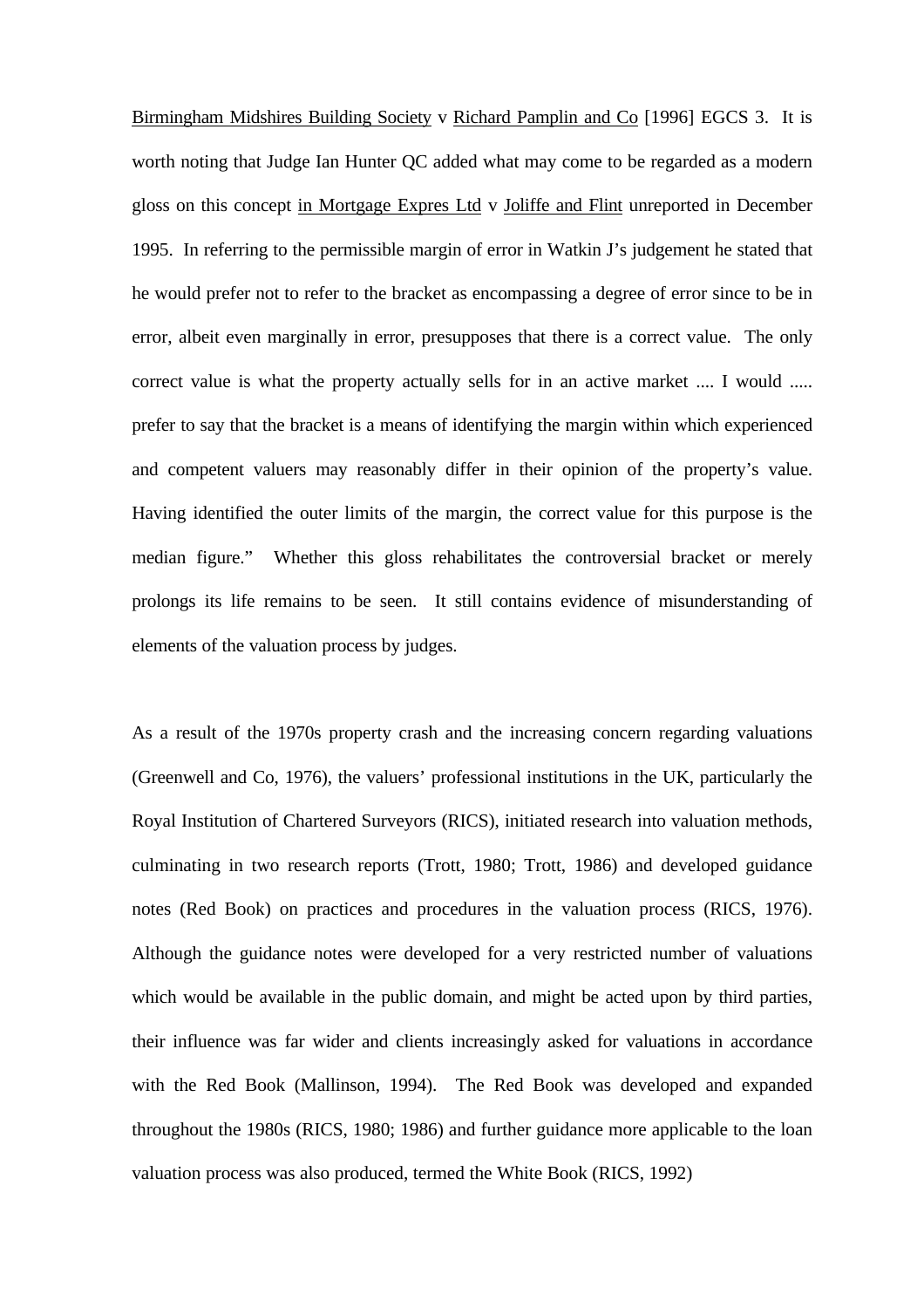Birmingham Midshires Building Society v Richard Pamplin and Co [1996] EGCS 3. It is worth noting that Judge Ian Hunter QC added what may come to be regarded as a modern gloss on this concept in Mortgage Expres Ltd v Joliffe and Flint unreported in December 1995. In referring to the permissible margin of error in Watkin J's judgement he stated that he would prefer not to refer to the bracket as encompassing a degree of error since to be in error, albeit even marginally in error, presupposes that there is a correct value. The only correct value is what the property actually sells for in an active market .... I would ..... prefer to say that the bracket is a means of identifying the margin within which experienced and competent valuers may reasonably differ in their opinion of the property's value. Having identified the outer limits of the margin, the correct value for this purpose is the median figure." Whether this gloss rehabilitates the controversial bracket or merely prolongs its life remains to be seen. It still contains evidence of misunderstanding of elements of the valuation process by judges.

As a result of the 1970s property crash and the increasing concern regarding valuations (Greenwell and Co, 1976), the valuers' professional institutions in the UK, particularly the Royal Institution of Chartered Surveyors (RICS), initiated research into valuation methods, culminating in two research reports (Trott, 1980; Trott, 1986) and developed guidance notes (Red Book) on practices and procedures in the valuation process (RICS, 1976). Although the guidance notes were developed for a very restricted number of valuations which would be available in the public domain, and might be acted upon by third parties, their influence was far wider and clients increasingly asked for valuations in accordance with the Red Book (Mallinson, 1994). The Red Book was developed and expanded throughout the 1980s (RICS, 1980; 1986) and further guidance more applicable to the loan valuation process was also produced, termed the White Book (RICS, 1992)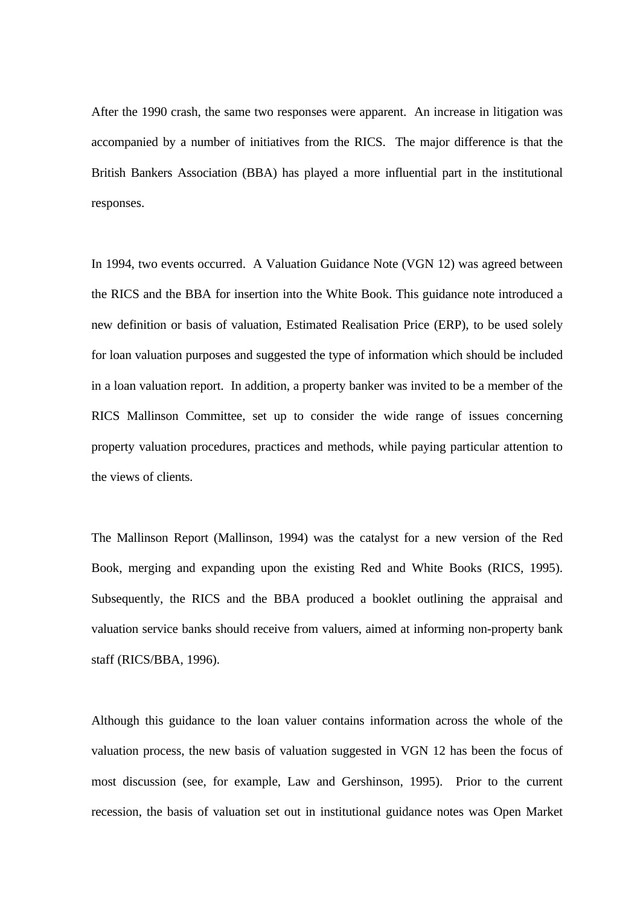After the 1990 crash, the same two responses were apparent. An increase in litigation was accompanied by a number of initiatives from the RICS. The major difference is that the British Bankers Association (BBA) has played a more influential part in the institutional responses.

In 1994, two events occurred. A Valuation Guidance Note (VGN 12) was agreed between the RICS and the BBA for insertion into the White Book. This guidance note introduced a new definition or basis of valuation, Estimated Realisation Price (ERP), to be used solely for loan valuation purposes and suggested the type of information which should be included in a loan valuation report. In addition, a property banker was invited to be a member of the RICS Mallinson Committee, set up to consider the wide range of issues concerning property valuation procedures, practices and methods, while paying particular attention to the views of clients.

The Mallinson Report (Mallinson, 1994) was the catalyst for a new version of the Red Book, merging and expanding upon the existing Red and White Books (RICS, 1995). Subsequently, the RICS and the BBA produced a booklet outlining the appraisal and valuation service banks should receive from valuers, aimed at informing non-property bank staff (RICS/BBA, 1996).

Although this guidance to the loan valuer contains information across the whole of the valuation process, the new basis of valuation suggested in VGN 12 has been the focus of most discussion (see, for example, Law and Gershinson, 1995). Prior to the current recession, the basis of valuation set out in institutional guidance notes was Open Market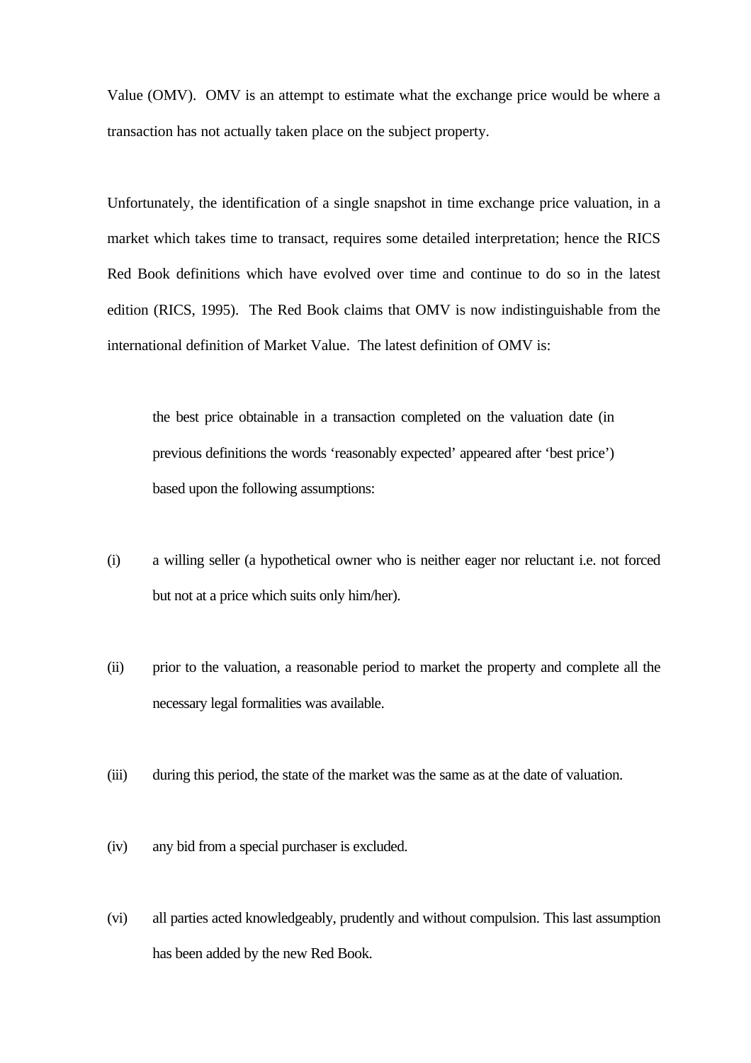Value (OMV). OMV is an attempt to estimate what the exchange price would be where a transaction has not actually taken place on the subject property.

Unfortunately, the identification of a single snapshot in time exchange price valuation, in a market which takes time to transact, requires some detailed interpretation; hence the RICS Red Book definitions which have evolved over time and continue to do so in the latest edition (RICS, 1995). The Red Book claims that OMV is now indistinguishable from the international definition of Market Value. The latest definition of OMV is:

> the best price obtainable in a transaction completed on the valuation date (in previous definitions the words 'reasonably expected' appeared after 'best price') based upon the following assumptions:

(i) a willing seller (a hypothetical owner who is neither eager nor reluctant i.e. not forced but not at a price which suits only him/her).

(ii) prior to the valuation, a reasonable period to market the property and complete all the necessary legal formalities was available.

(iii) during this period, the state of the market was the same as at the date of valuation.

(iv) any bid from a special purchaser is excluded.

(vi) all parties acted knowledgeably, prudently and without compulsion. This last assumption has been added by the new Red Book.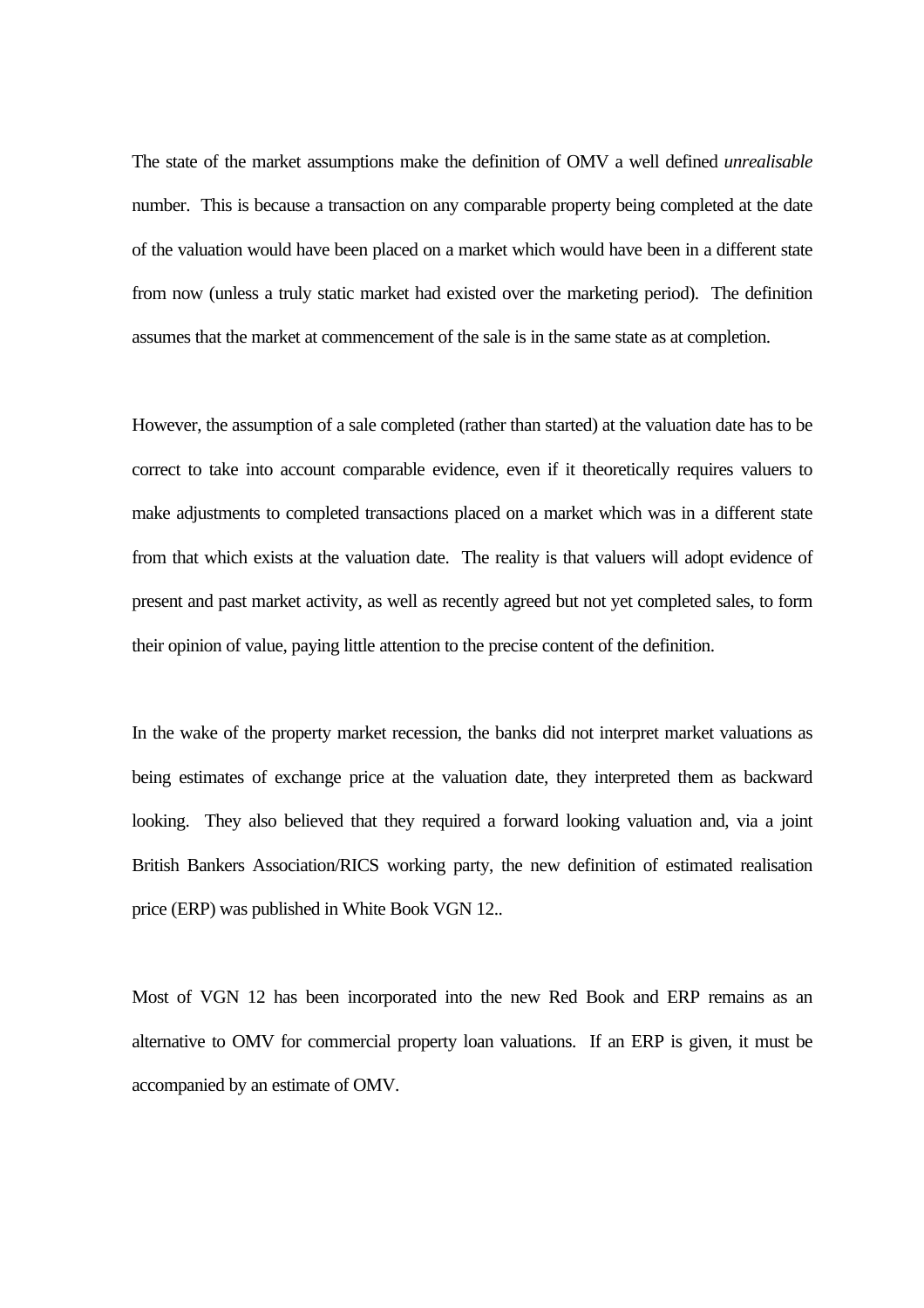The state of the market assumptions make the definition of OMV a well defined *unrealisable* number. This is because a transaction on any comparable property being completed at the date of the valuation would have been placed on a market which would have been in a different state from now (unless a truly static market had existed over the marketing period). The definition assumes that the market at commencement of the sale is in the same state as at completion.

However, the assumption of a sale completed (rather than started) at the valuation date has to be correct to take into account comparable evidence, even if it theoretically requires valuers to make adjustments to completed transactions placed on a market which was in a different state from that which exists at the valuation date. The reality is that valuers will adopt evidence of present and past market activity, as well as recently agreed but not yet completed sales, to form their opinion of value, paying little attention to the precise content of the definition.

In the wake of the property market recession, the banks did not interpret market valuations as being estimates of exchange price at the valuation date, they interpreted them as backward looking. They also believed that they required a forward looking valuation and, via a joint British Bankers Association/RICS working party, the new definition of estimated realisation price (ERP) was published in White Book VGN 12..

Most of VGN 12 has been incorporated into the new Red Book and ERP remains as an alternative to OMV for commercial property loan valuations. If an ERP is given, it must be accompanied by an estimate of OMV.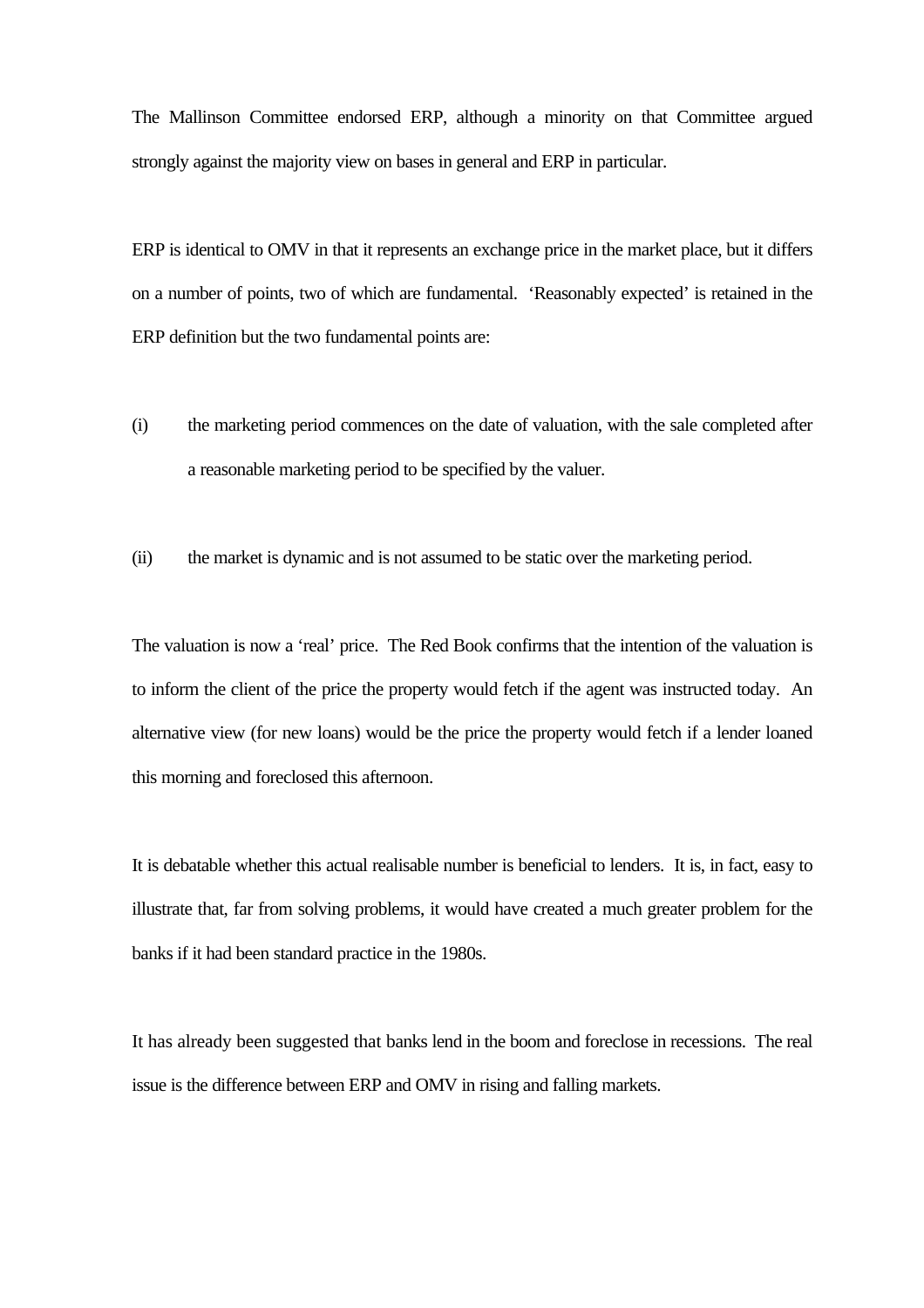The Mallinson Committee endorsed ERP, although a minority on that Committee argued strongly against the majority view on bases in general and ERP in particular.

ERP is identical to OMV in that it represents an exchange price in the market place, but it differs on a number of points, two of which are fundamental. 'Reasonably expected' is retained in the ERP definition but the two fundamental points are:

(i) the marketing period commences on the date of valuation, with the sale completed after a reasonable marketing period to be specified by the valuer.

(ii) the market is dynamic and is not assumed to be static over the marketing period.

The valuation is now a 'real' price. The Red Book confirms that the intention of the valuation is to inform the client of the price the property would fetch if the agent was instructed today. An alternative view (for new loans) would be the price the property would fetch if a lender loaned this morning and foreclosed this afternoon.

It is debatable whether this actual realisable number is beneficial to lenders. It is, in fact, easy to illustrate that, far from solving problems, it would have created a much greater problem for the banks if it had been standard practice in the 1980s.

It has already been suggested that banks lend in the boom and foreclose in recessions. The real issue is the difference between ERP and OMV in rising and falling markets.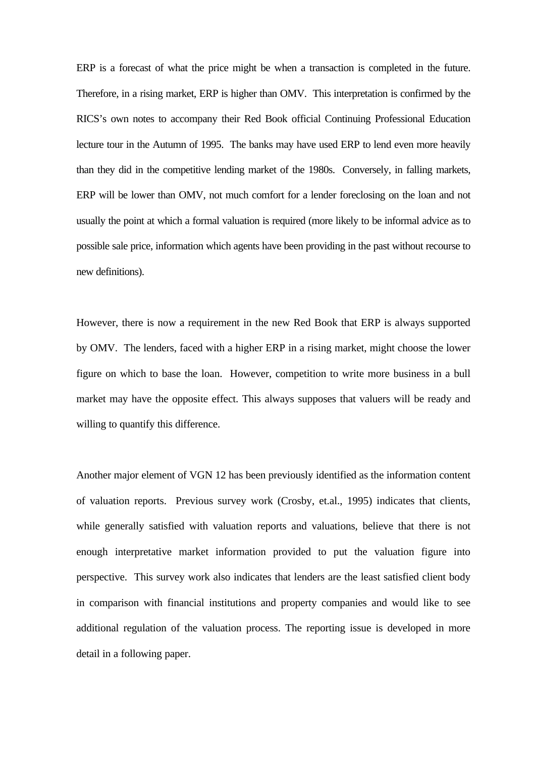ERP is a forecast of what the price might be when a transaction is completed in the future. Therefore, in a rising market, ERP is higher than OMV. This interpretation is confirmed by the RICS's own notes to accompany their Red Book official Continuing Professional Education lecture tour in the Autumn of 1995. The banks may have used ERP to lend even more heavily than they did in the competitive lending market of the 1980s. Conversely, in falling markets, ERP will be lower than OMV, not much comfort for a lender foreclosing on the loan and not usually the point at which a formal valuation is required (more likely to be informal advice as to possible sale price, information which agents have been providing in the past without recourse to new definitions).

However, there is now a requirement in the new Red Book that ERP is always supported by OMV. The lenders, faced with a higher ERP in a rising market, might choose the lower figure on which to base the loan. However, competition to write more business in a bull market may have the opposite effect. This always supposes that valuers will be ready and willing to quantify this difference.

Another major element of VGN 12 has been previously identified as the information content of valuation reports. Previous survey work (Crosby, et.al., 1995) indicates that clients, while generally satisfied with valuation reports and valuations, believe that there is not enough interpretative market information provided to put the valuation figure into perspective. This survey work also indicates that lenders are the least satisfied client body in comparison with financial institutions and property companies and would like to see additional regulation of the valuation process. The reporting issue is developed in more detail in a following paper.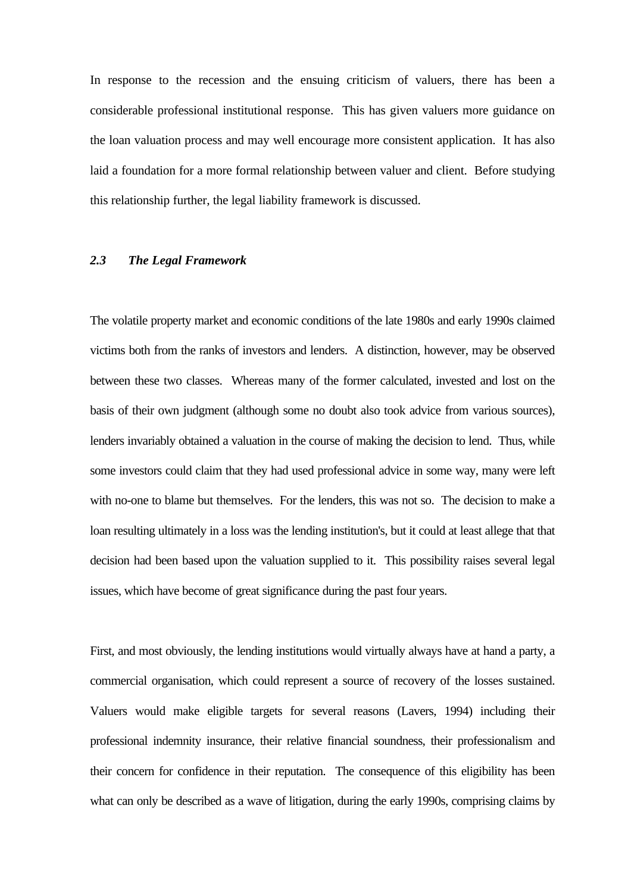In response to the recession and the ensuing criticism of valuers, there has been a considerable professional institutional response. This has given valuers more guidance on the loan valuation process and may well encourage more consistent application. It has also laid a foundation for a more formal relationship between valuer and client. Before studying this relationship further, the legal liability framework is discussed.

### *2.3 The Legal Framework*

The volatile property market and economic conditions of the late 1980s and early 1990s claimed victims both from the ranks of investors and lenders. A distinction, however, may be observed between these two classes. Whereas many of the former calculated, invested and lost on the basis of their own judgment (although some no doubt also took advice from various sources), lenders invariably obtained a valuation in the course of making the decision to lend. Thus, while some investors could claim that they had used professional advice in some way, many were left with no-one to blame but themselves. For the lenders, this was not so. The decision to make a loan resulting ultimately in a loss was the lending institution's, but it could at least allege that that decision had been based upon the valuation supplied to it. This possibility raises several legal issues, which have become of great significance during the past four years.

First, and most obviously, the lending institutions would virtually always have at hand a party, a commercial organisation, which could represent a source of recovery of the losses sustained. Valuers would make eligible targets for several reasons (Lavers, 1994) including their professional indemnity insurance, their relative financial soundness, their professionalism and their concern for confidence in their reputation. The consequence of this eligibility has been what can only be described as a wave of litigation, during the early 1990s, comprising claims by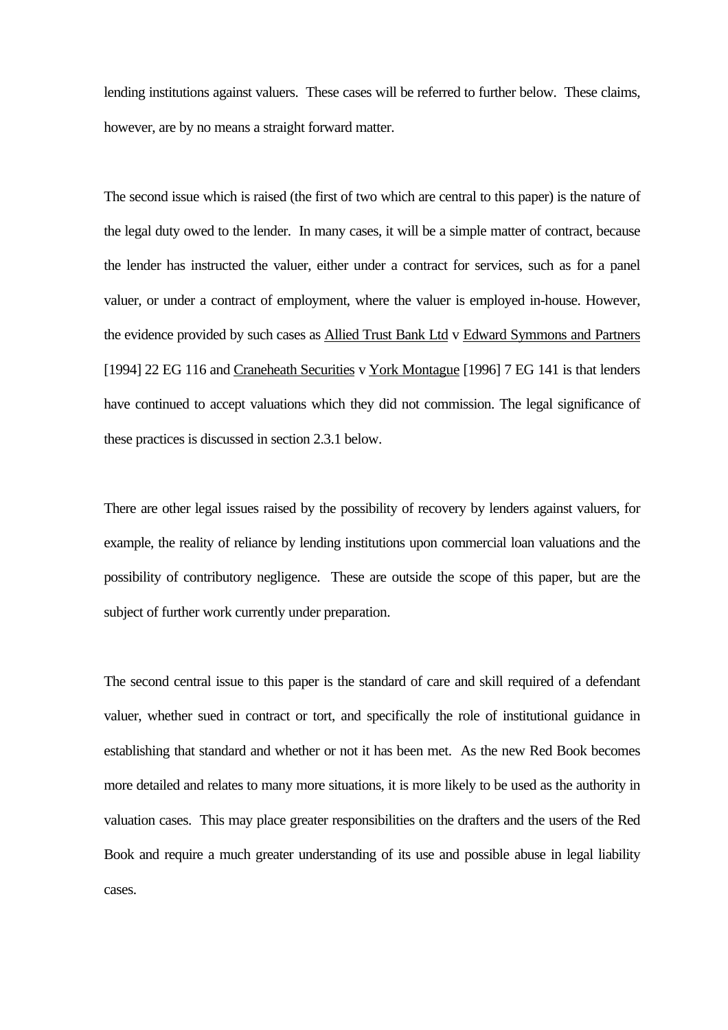lending institutions against valuers. These cases will be referred to further below. These claims, however, are by no means a straight forward matter.

The second issue which is raised (the first of two which are central to this paper) is the nature of the legal duty owed to the lender. In many cases, it will be a simple matter of contract, because the lender has instructed the valuer, either under a contract for services, such as for a panel valuer, or under a contract of employment, where the valuer is employed in-house. However, the evidence provided by such cases as Allied Trust Bank Ltd v Edward Symmons and Partners [1994] 22 EG 116 and Craneheath Securities v York Montague [1996] 7 EG 141 is that lenders have continued to accept valuations which they did not commission. The legal significance of these practices is discussed in section 2.3.1 below.

There are other legal issues raised by the possibility of recovery by lenders against valuers, for example, the reality of reliance by lending institutions upon commercial loan valuations and the possibility of contributory negligence. These are outside the scope of this paper, but are the subject of further work currently under preparation.

The second central issue to this paper is the standard of care and skill required of a defendant valuer, whether sued in contract or tort, and specifically the role of institutional guidance in establishing that standard and whether or not it has been met. As the new Red Book becomes more detailed and relates to many more situations, it is more likely to be used as the authority in valuation cases. This may place greater responsibilities on the drafters and the users of the Red Book and require a much greater understanding of its use and possible abuse in legal liability cases.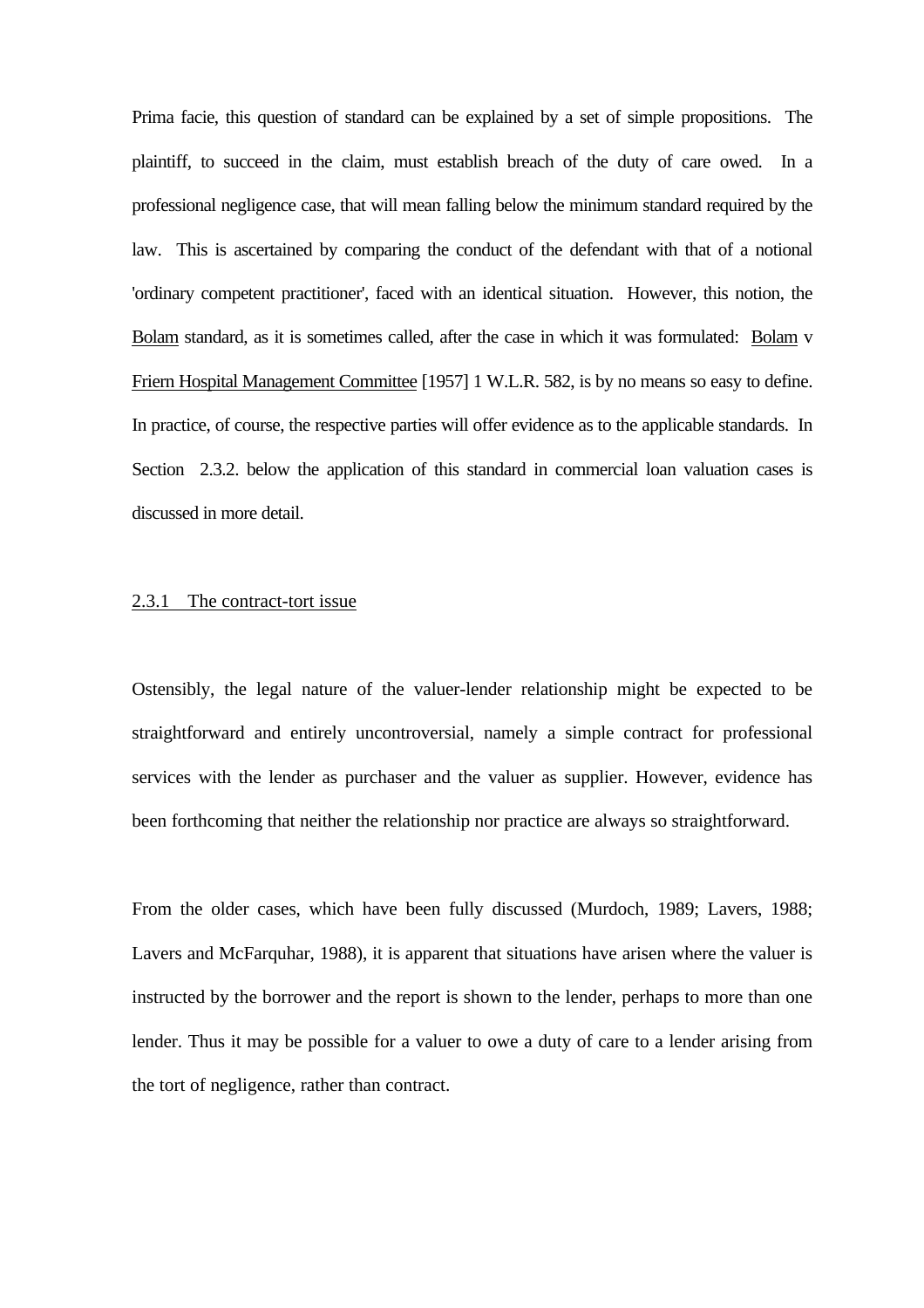Prima facie, this question of standard can be explained by a set of simple propositions. The plaintiff, to succeed in the claim, must establish breach of the duty of care owed. In a professional negligence case, that will mean falling below the minimum standard required by the law. This is ascertained by comparing the conduct of the defendant with that of a notional 'ordinary competent practitioner', faced with an identical situation. However, this notion, the Bolam standard, as it is sometimes called, after the case in which it was formulated: Bolam v Friern Hospital Management Committee [1957] 1 W.L.R. 582, is by no means so easy to define. In practice, of course, the respective parties will offer evidence as to the applicable standards. In Section 2.3.2. below the application of this standard in commercial loan valuation cases is discussed in more detail.

### 2.3.1 The contract-tort issue

Ostensibly, the legal nature of the valuer-lender relationship might be expected to be straightforward and entirely uncontroversial, namely a simple contract for professional services with the lender as purchaser and the valuer as supplier. However, evidence has been forthcoming that neither the relationship nor practice are always so straightforward.

From the older cases, which have been fully discussed (Murdoch, 1989; Lavers, 1988; Lavers and McFarquhar, 1988), it is apparent that situations have arisen where the valuer is instructed by the borrower and the report is shown to the lender, perhaps to more than one lender. Thus it may be possible for a valuer to owe a duty of care to a lender arising from the tort of negligence, rather than contract.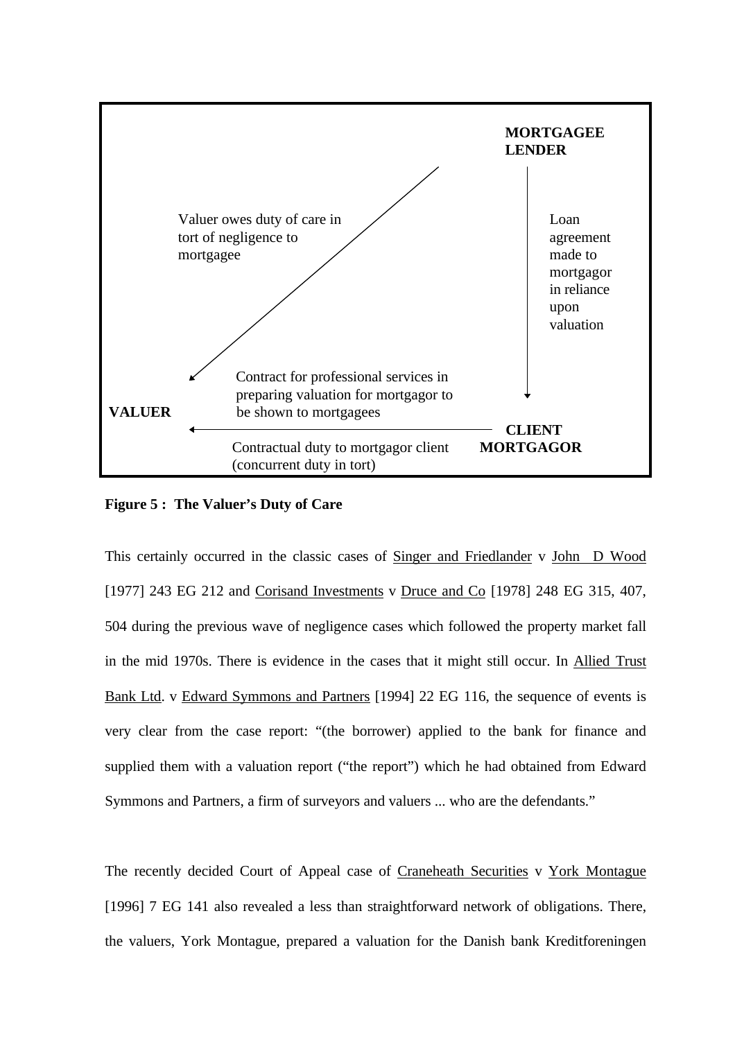MORTGAGEE
LENDER

Valuer owes duty of care in tort of negligence to mortgagee

Loan agreement made to mortgagor in reliance upon valuation

Contract for professional services in preparing valuation for mortgagor to be shown to mortgagees

VALUER

CLIENT
MORTGAGOR

Contractual duty to mortgagor client (concurrent duty in tort)

**Figure 5 : The Valuer's Duty of Care**

This certainly occurred in the classic cases of Singer and Friedlander v John D Wood [1977] 243 EG 212 and Corisand Investments v Druce and Co [1978] 248 EG 315, 407, 504 during the previous wave of negligence cases which followed the property market fall in the mid 1970s. There is evidence in the cases that it might still occur. In Allied Trust Bank Ltd. v Edward Symmons and Partners [1994] 22 EG 116, the sequence of events is very clear from the case report: "(the borrower) applied to the bank for finance and supplied them with a valuation report ("the report") which he had obtained from Edward Symmons and Partners, a firm of surveyors and valuers ... who are the defendants."

The recently decided Court of Appeal case of Craneheath Securities v York Montague [1996] 7 EG 141 also revealed a less than straightforward network of obligations. There, the valuers, York Montague, prepared a valuation for the Danish bank Kreditforeningen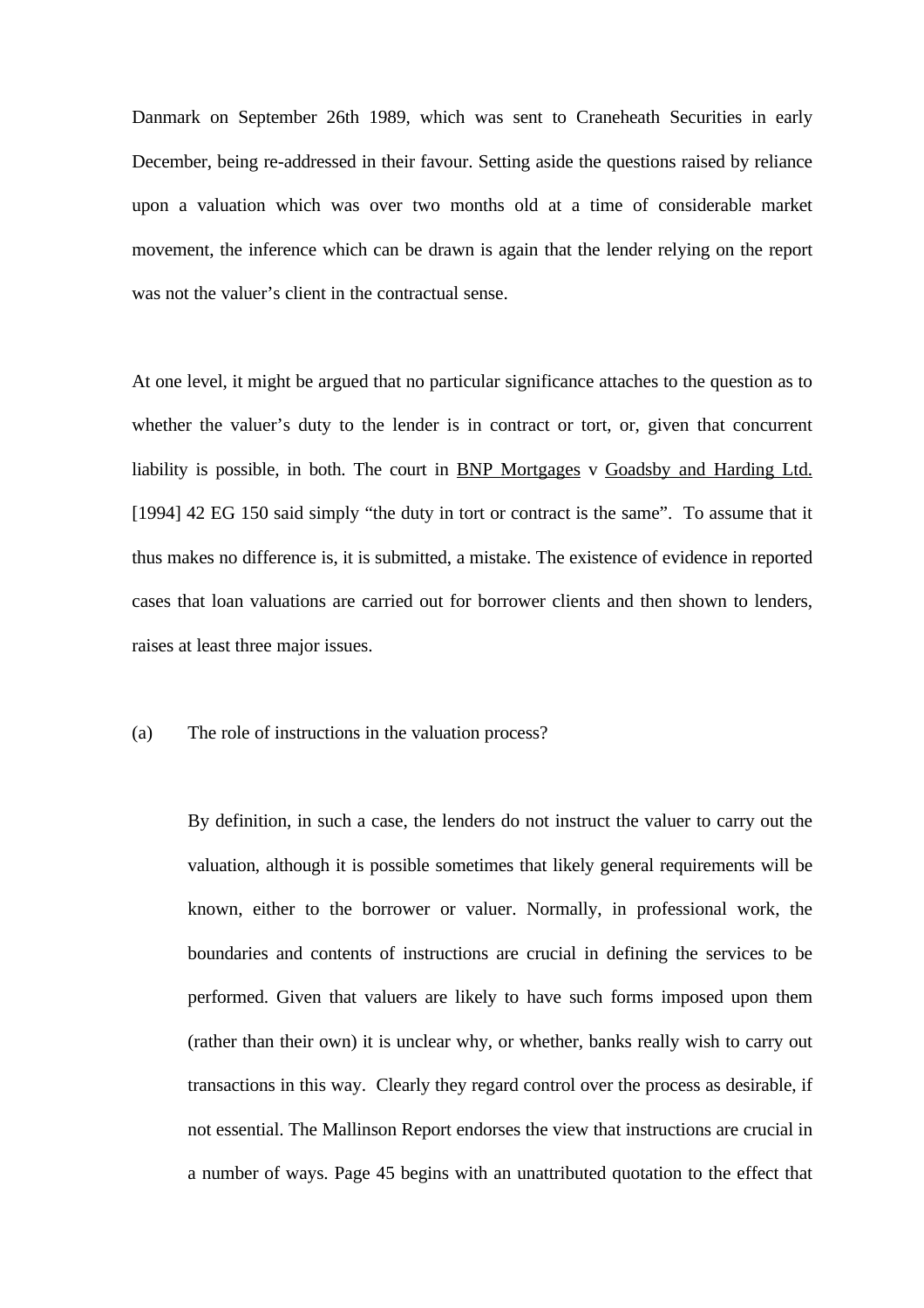Danmark on September 26th 1989, which was sent to Craneheath Securities in early December, being re-addressed in their favour. Setting aside the questions raised by reliance upon a valuation which was over two months old at a time of considerable market movement, the inference which can be drawn is again that the lender relying on the report was not the valuer's client in the contractual sense.

At one level, it might be argued that no particular significance attaches to the question as to whether the valuer's duty to the lender is in contract or tort, or, given that concurrent liability is possible, in both. The court in <u>BNP Mortgages</u> v <u>Goadsby and Harding Ltd.</u> [1994] 42 EG 150 said simply "the duty in tort or contract is the same". To assume that it thus makes no difference is, it is submitted, a mistake. The existence of evidence in reported cases that loan valuations are carried out for borrower clients and then shown to lenders, raises at least three major issues.

(a) The role of instructions in the valuation process?

> By definition, in such a case, the lenders do not instruct the valuer to carry out the valuation, although it is possible sometimes that likely general requirements will be known, either to the borrower or valuer. Normally, in professional work, the boundaries and contents of instructions are crucial in defining the services to be performed. Given that valuers are likely to have such forms imposed upon them (rather than their own) it is unclear why, or whether, banks really wish to carry out transactions in this way. Clearly they regard control over the process as desirable, if not essential. The Mallinson Report endorses the view that instructions are crucial in a number of ways. Page 45 begins with an unattributed quotation to the effect that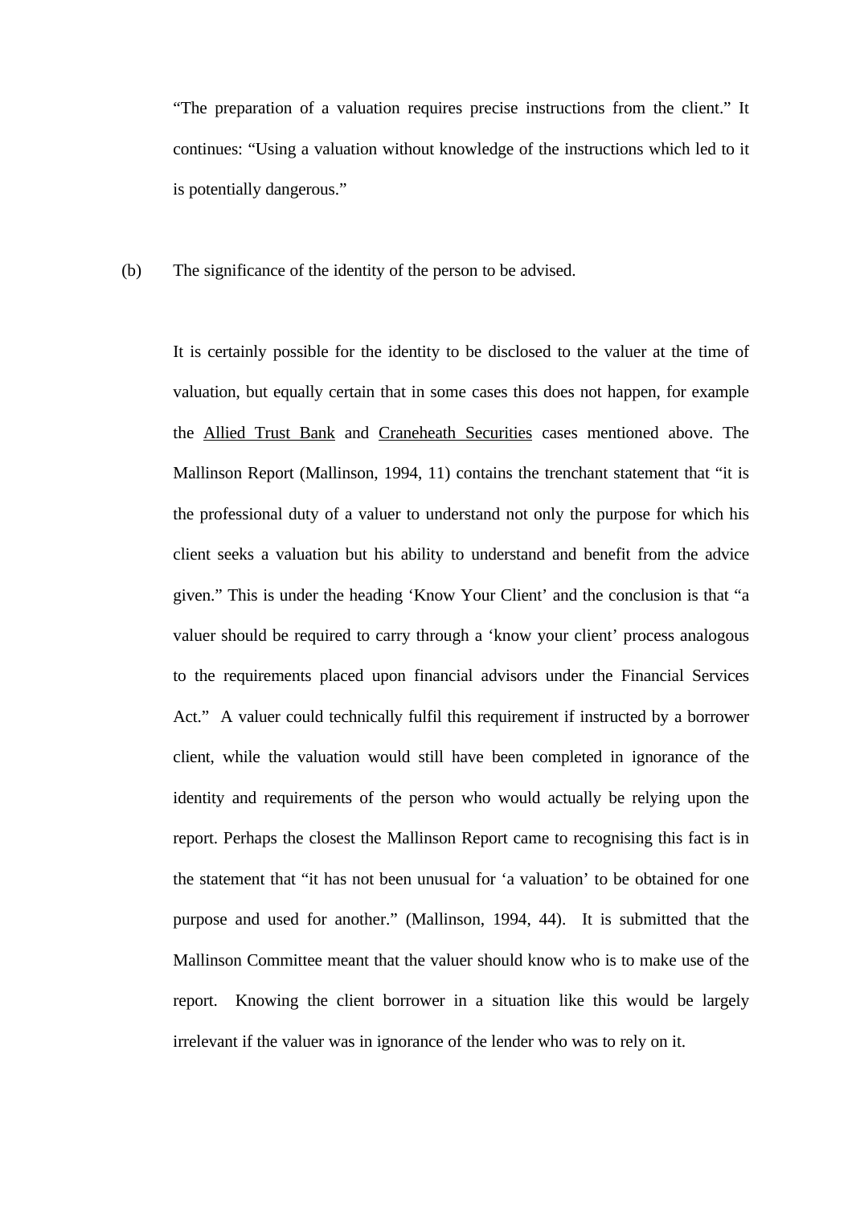"The preparation of a valuation requires precise instructions from the client." It continues: "Using a valuation without knowledge of the instructions which led to it is potentially dangerous."

(b) The significance of the identity of the person to be advised.

It is certainly possible for the identity to be disclosed to the valuer at the time of valuation, but equally certain that in some cases this does not happen, for example the Allied Trust Bank and Craneheath Securities cases mentioned above. The Mallinson Report (Mallinson, 1994, 11) contains the trenchant statement that "it is the professional duty of a valuer to understand not only the purpose for which his client seeks a valuation but his ability to understand and benefit from the advice given." This is under the heading 'Know Your Client' and the conclusion is that "a valuer should be required to carry through a 'know your client' process analogous to the requirements placed upon financial advisors under the Financial Services Act." A valuer could technically fulfil this requirement if instructed by a borrower client, while the valuation would still have been completed in ignorance of the identity and requirements of the person who would actually be relying upon the report. Perhaps the closest the Mallinson Report came to recognising this fact is in the statement that "it has not been unusual for 'a valuation' to be obtained for one purpose and used for another." (Mallinson, 1994, 44). It is submitted that the Mallinson Committee meant that the valuer should know who is to make use of the report. Knowing the client borrower in a situation like this would be largely irrelevant if the valuer was in ignorance of the lender who was to rely on it.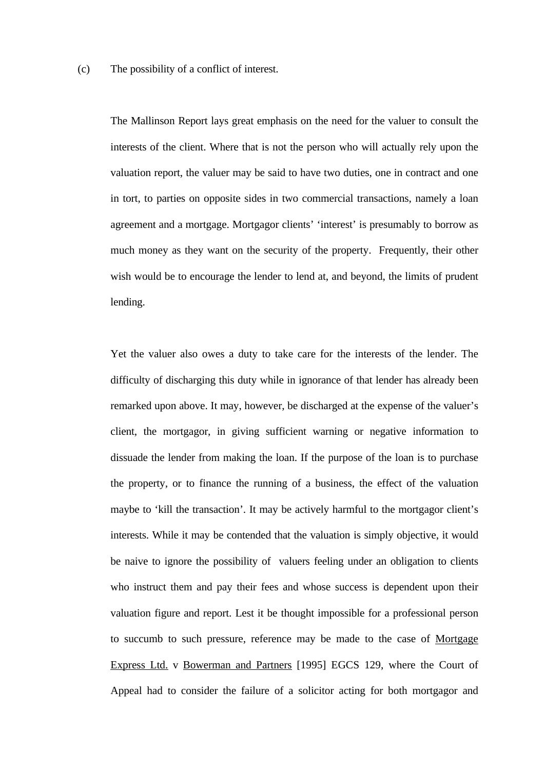(c) The possibility of a conflict of interest.

The Mallinson Report lays great emphasis on the need for the valuer to consult the interests of the client. Where that is not the person who will actually rely upon the valuation report, the valuer may be said to have two duties, one in contract and one in tort, to parties on opposite sides in two commercial transactions, namely a loan agreement and a mortgage. Mortgagor clients' 'interest' is presumably to borrow as much money as they want on the security of the property. Frequently, their other wish would be to encourage the lender to lend at, and beyond, the limits of prudent lending.

Yet the valuer also owes a duty to take care for the interests of the lender. The difficulty of discharging this duty while in ignorance of that lender has already been remarked upon above. It may, however, be discharged at the expense of the valuer's client, the mortgagor, in giving sufficient warning or negative information to dissuade the lender from making the loan. If the purpose of the loan is to purchase the property, or to finance the running of a business, the effect of the valuation maybe to 'kill the transaction'. It may be actively harmful to the mortgagor client's interests. While it may be contended that the valuation is simply objective, it would be naive to ignore the possibility of valuers feeling under an obligation to clients who instruct them and pay their fees and whose success is dependent upon their valuation figure and report. Lest it be thought impossible for a professional person to succumb to such pressure, reference may be made to the case of Mortgage Express Ltd. v Bowerman and Partners [1995] EGCS 129, where the Court of Appeal had to consider the failure of a solicitor acting for both mortgagor and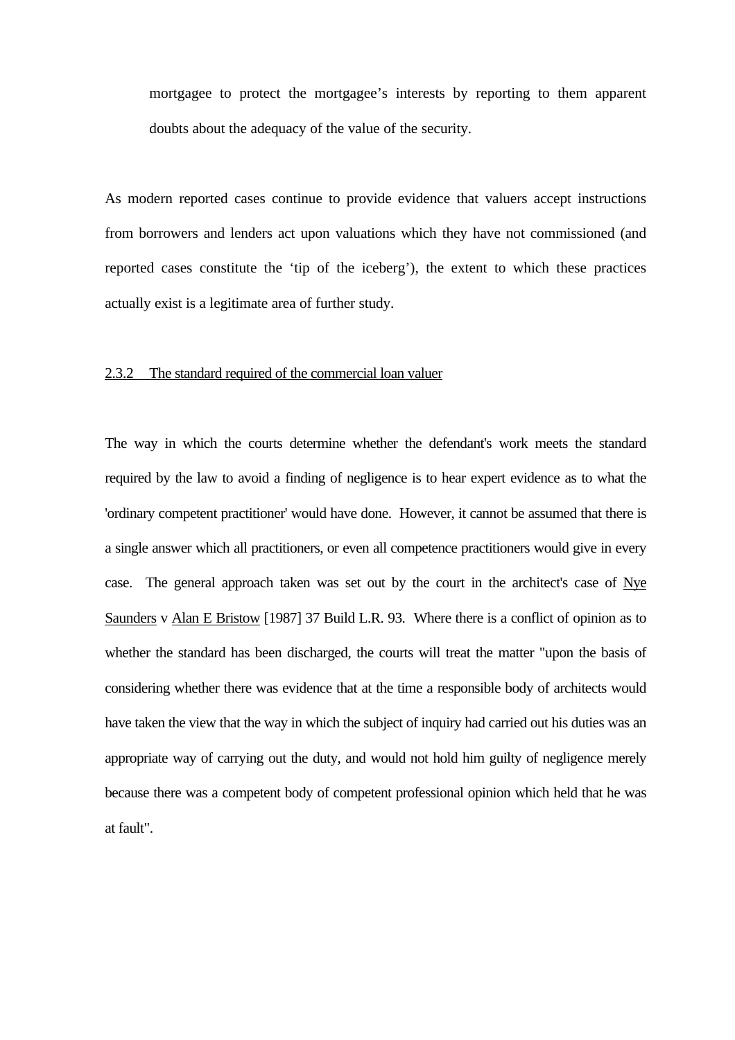mortgagee to protect the mortgagee's interests by reporting to them apparent doubts about the adequacy of the value of the security.

As modern reported cases continue to provide evidence that valuers accept instructions from borrowers and lenders act upon valuations which they have not commissioned (and reported cases constitute the 'tip of the iceberg'), the extent to which these practices actually exist is a legitimate area of further study.

### 2.3.2 The standard required of the commercial loan valuer

The way in which the courts determine whether the defendant's work meets the standard required by the law to avoid a finding of negligence is to hear expert evidence as to what the 'ordinary competent practitioner' would have done. However, it cannot be assumed that there is a single answer which all practitioners, or even all competence practitioners would give in every case. The general approach taken was set out by the court in the architect's case of Nye Saunders v Alan E Bristow [1987] 37 Build L.R. 93. Where there is a conflict of opinion as to whether the standard has been discharged, the courts will treat the matter "upon the basis of considering whether there was evidence that at the time a responsible body of architects would have taken the view that the way in which the subject of inquiry had carried out his duties was an appropriate way of carrying out the duty, and would not hold him guilty of negligence merely because there was a competent body of competent professional opinion which held that he was at fault".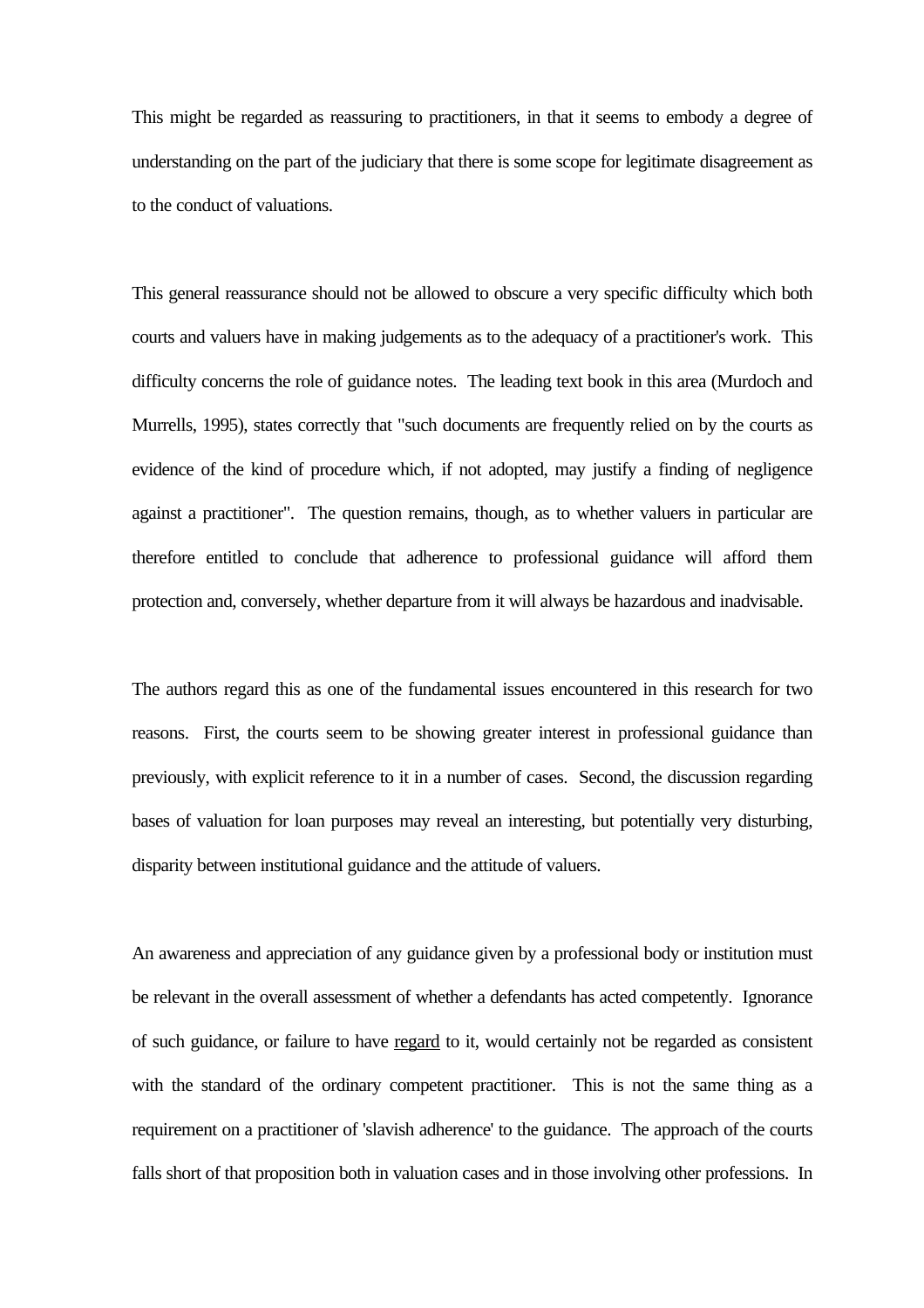This might be regarded as reassuring to practitioners, in that it seems to embody a degree of understanding on the part of the judiciary that there is some scope for legitimate disagreement as to the conduct of valuations.

This general reassurance should not be allowed to obscure a very specific difficulty which both courts and valuers have in making judgements as to the adequacy of a practitioner's work. This difficulty concerns the role of guidance notes. The leading text book in this area (Murdoch and Murrells, 1995), states correctly that "such documents are frequently relied on by the courts as evidence of the kind of procedure which, if not adopted, may justify a finding of negligence against a practitioner". The question remains, though, as to whether valuers in particular are therefore entitled to conclude that adherence to professional guidance will afford them protection and, conversely, whether departure from it will always be hazardous and inadvisable.

The authors regard this as one of the fundamental issues encountered in this research for two reasons. First, the courts seem to be showing greater interest in professional guidance than previously, with explicit reference to it in a number of cases. Second, the discussion regarding bases of valuation for loan purposes may reveal an interesting, but potentially very disturbing, disparity between institutional guidance and the attitude of valuers.

An awareness and appreciation of any guidance given by a professional body or institution must be relevant in the overall assessment of whether a defendants has acted competently. Ignorance of such guidance, or failure to have <u>regard</u> to it, would certainly not be regarded as consistent with the standard of the ordinary competent practitioner. This is not the same thing as a requirement on a practitioner of 'slavish adherence' to the guidance. The approach of the courts falls short of that proposition both in valuation cases and in those involving other professions. In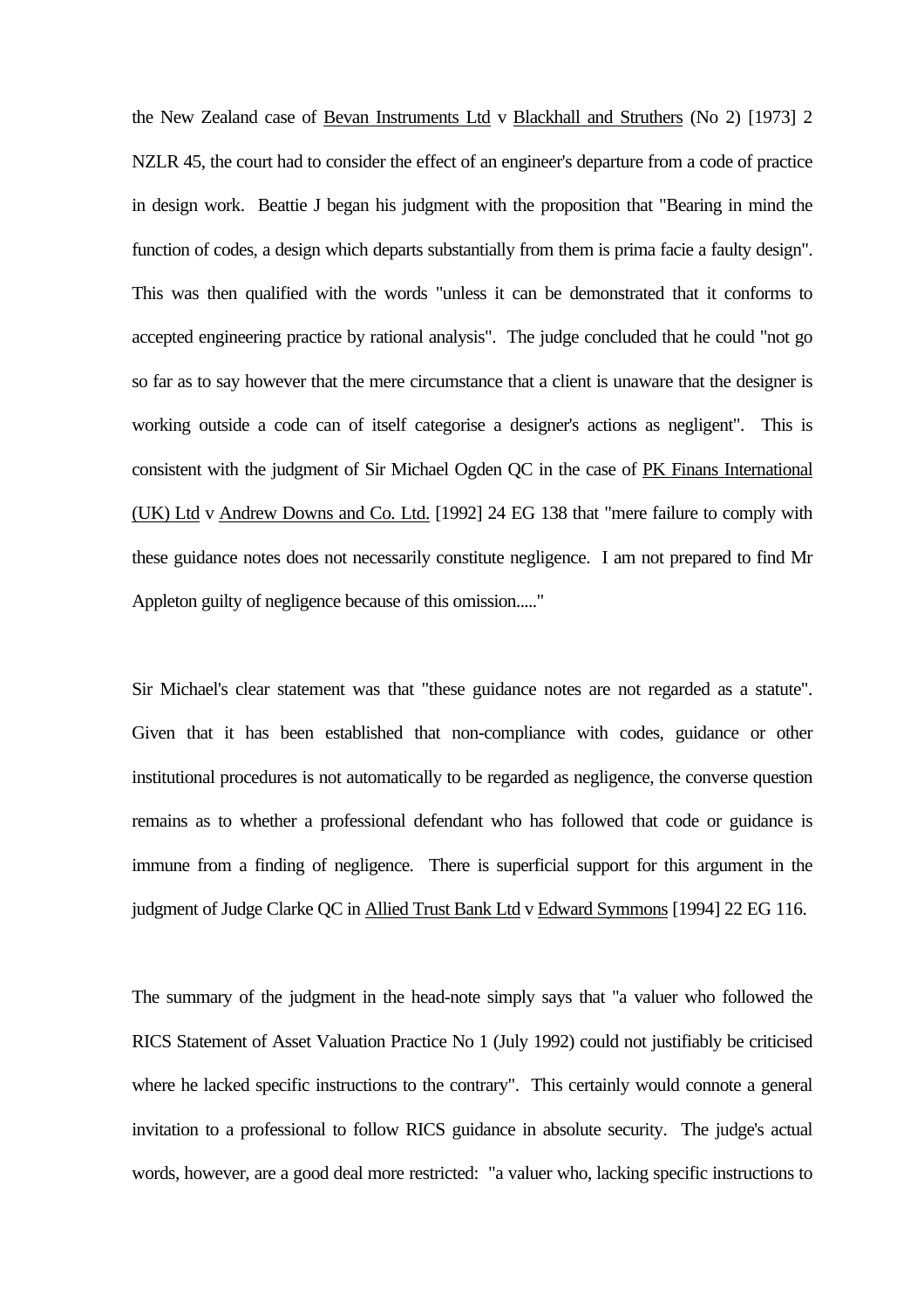the New Zealand case of Bevan Instruments Ltd v Blackhall and Struthers (No 2) [1973] 2 NZLR 45, the court had to consider the effect of an engineer's departure from a code of practice in design work. Beattie J began his judgment with the proposition that "Bearing in mind the function of codes, a design which departs substantially from them is prima facie a faulty design". This was then qualified with the words "unless it can be demonstrated that it conforms to accepted engineering practice by rational analysis". The judge concluded that he could "not go so far as to say however that the mere circumstance that a client is unaware that the designer is working outside a code can of itself categorise a designer's actions as negligent". This is consistent with the judgment of Sir Michael Ogden QC in the case of PK Finans International (UK) Ltd v Andrew Downs and Co. Ltd. [1992] 24 EG 138 that "mere failure to comply with these guidance notes does not necessarily constitute negligence. I am not prepared to find Mr Appleton guilty of negligence because of this omission....."

Sir Michael's clear statement was that "these guidance notes are not regarded as a statute". Given that it has been established that non-compliance with codes, guidance or other institutional procedures is not automatically to be regarded as negligence, the converse question remains as to whether a professional defendant who has followed that code or guidance is immune from a finding of negligence. There is superficial support for this argument in the judgment of Judge Clarke QC in Allied Trust Bank Ltd v Edward Symmons [1994] 22 EG 116.

The summary of the judgment in the head-note simply says that "a valuer who followed the RICS Statement of Asset Valuation Practice No 1 (July 1992) could not justifiably be criticised where he lacked specific instructions to the contrary". This certainly would connote a general invitation to a professional to follow RICS guidance in absolute security. The judge's actual words, however, are a good deal more restricted: "a valuer who, lacking specific instructions to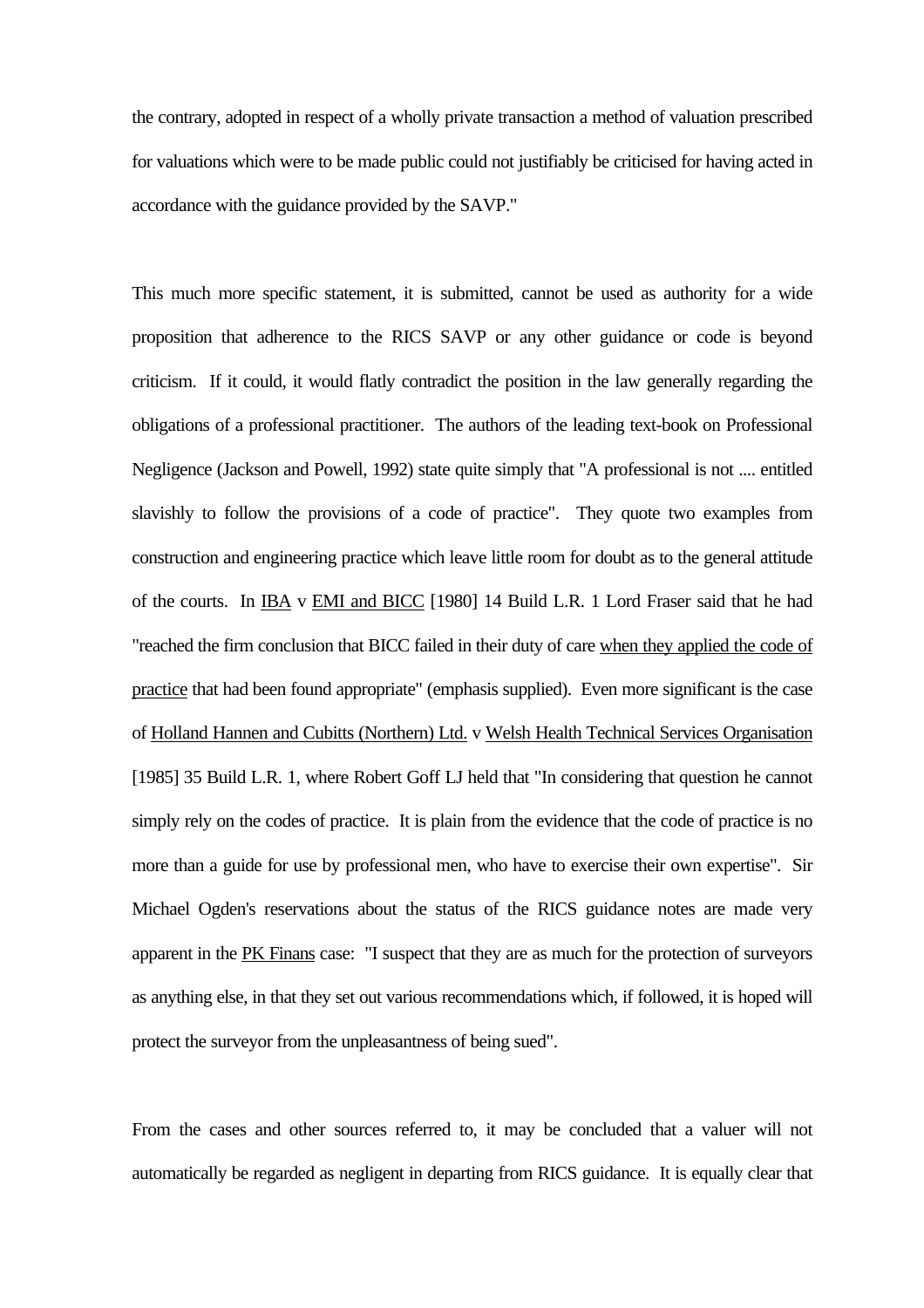the contrary, adopted in respect of a wholly private transaction a method of valuation prescribed for valuations which were to be made public could not justifiably be criticised for having acted in accordance with the guidance provided by the SAVP."

This much more specific statement, it is submitted, cannot be used as authority for a wide proposition that adherence to the RICS SAVP or any other guidance or code is beyond criticism. If it could, it would flatly contradict the position in the law generally regarding the obligations of a professional practitioner. The authors of the leading text-book on Professional Negligence (Jackson and Powell, 1992) state quite simply that "A professional is not .... entitled slavishly to follow the provisions of a code of practice". They quote two examples from construction and engineering practice which leave little room for doubt as to the general attitude of the courts. In <u>IBA</u> v <u>EMI and BICC</u> [1980] 14 Build L.R. 1 Lord Fraser said that he had "reached the firm conclusion that BICC failed in their duty of care <u>when they applied the code of practice</u> that had been found appropriate" (emphasis supplied). Even more significant is the case of <u>Holland Hannen and Cubitts (Northern) Ltd.</u> v <u>Welsh Health Technical Services Organisation</u> [1985] 35 Build L.R. 1, where Robert Goff LJ held that "In considering that question he cannot simply rely on the codes of practice. It is plain from the evidence that the code of practice is no more than a guide for use by professional men, who have to exercise their own expertise". Sir Michael Ogden's reservations about the status of the RICS guidance notes are made very apparent in the <u>PK Finans</u> case: "I suspect that they are as much for the protection of surveyors as anything else, in that they set out various recommendations which, if followed, it is hoped will protect the surveyor from the unpleasantness of being sued".

From the cases and other sources referred to, it may be concluded that a valuer will not automatically be regarded as negligent in departing from RICS guidance. It is equally clear that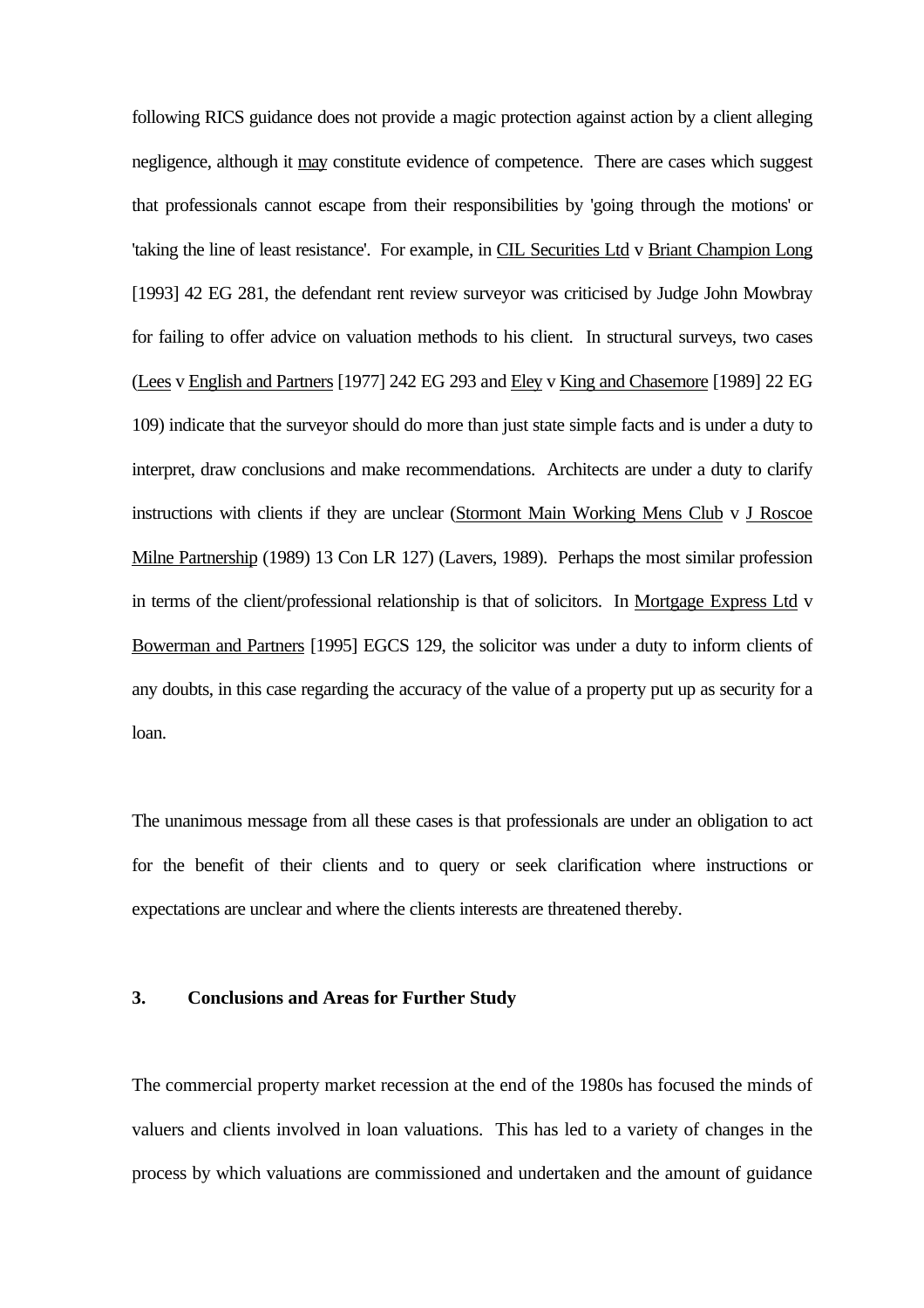following RICS guidance does not provide a magic protection against action by a client alleging negligence, although it may constitute evidence of competence. There are cases which suggest that professionals cannot escape from their responsibilities by 'going through the motions' or 'taking the line of least resistance'. For example, in CIL Securities Ltd v Briant Champion Long [1993] 42 EG 281, the defendant rent review surveyor was criticised by Judge John Mowbray for failing to offer advice on valuation methods to his client. In structural surveys, two cases (Lees v English and Partners [1977] 242 EG 293 and Eley v King and Chasemore [1989] 22 EG 109) indicate that the surveyor should do more than just state simple facts and is under a duty to interpret, draw conclusions and make recommendations. Architects are under a duty to clarify instructions with clients if they are unclear (Stormont Main Working Mens Club v J Roscoe Milne Partnership (1989) 13 Con LR 127) (Lavers, 1989). Perhaps the most similar profession in terms of the client/professional relationship is that of solicitors. In Mortgage Express Ltd v Bowerman and Partners [1995] EGCS 129, the solicitor was under a duty to inform clients of any doubts, in this case regarding the accuracy of the value of a property put up as security for a loan.

The unanimous message from all these cases is that professionals are under an obligation to act for the benefit of their clients and to query or seek clarification where instructions or expectations are unclear and where the clients interests are threatened thereby.

## 3. Conclusions and Areas for Further Study

The commercial property market recession at the end of the 1980s has focused the minds of valuers and clients involved in loan valuations. This has led to a variety of changes in the process by which valuations are commissioned and undertaken and the amount of guidance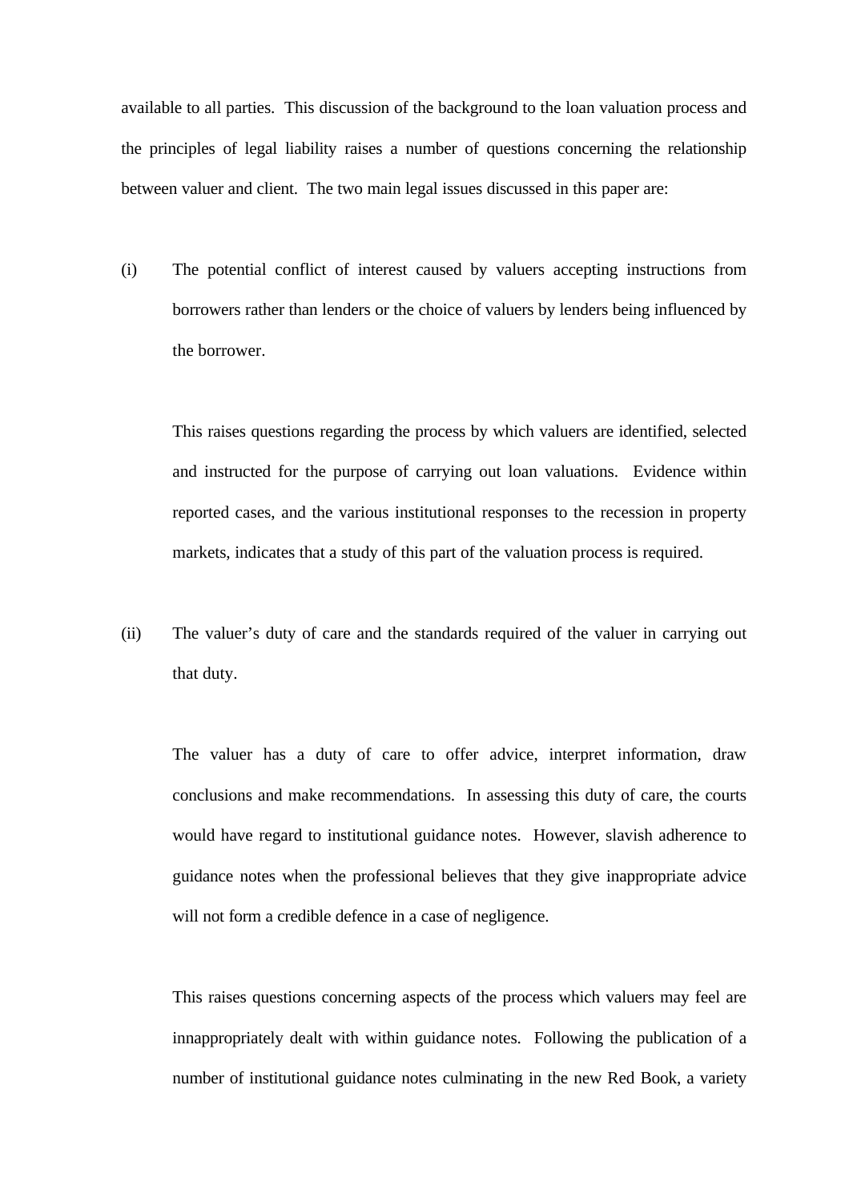available to all parties.  This discussion of the background to the loan valuation process and the principles of legal liability raises a number of questions concerning the relationship between valuer and client.  The two main legal issues discussed in this paper are:

(i) The potential conflict of interest caused by valuers accepting instructions from borrowers rather than lenders or the choice of valuers by lenders being influenced by the borrower.

    This raises questions regarding the process by which valuers are identified, selected and instructed for the purpose of carrying out loan valuations.  Evidence within reported cases, and the various institutional responses to the recession in property markets, indicates that a study of this part of the valuation process is required.

(ii) The valuer's duty of care and the standards required of the valuer in carrying out that duty.

    The valuer has a duty of care to offer advice, interpret information, draw conclusions and make recommendations.  In assessing this duty of care, the courts would have regard to institutional guidance notes.  However, slavish adherence to guidance notes when the professional believes that they give inappropriate advice will not form a credible defence in a case of negligence.

    This raises questions concerning aspects of the process which valuers may feel are innappropriately dealt with within guidance notes.  Following the publication of a number of institutional guidance notes culminating in the new Red Book, a variety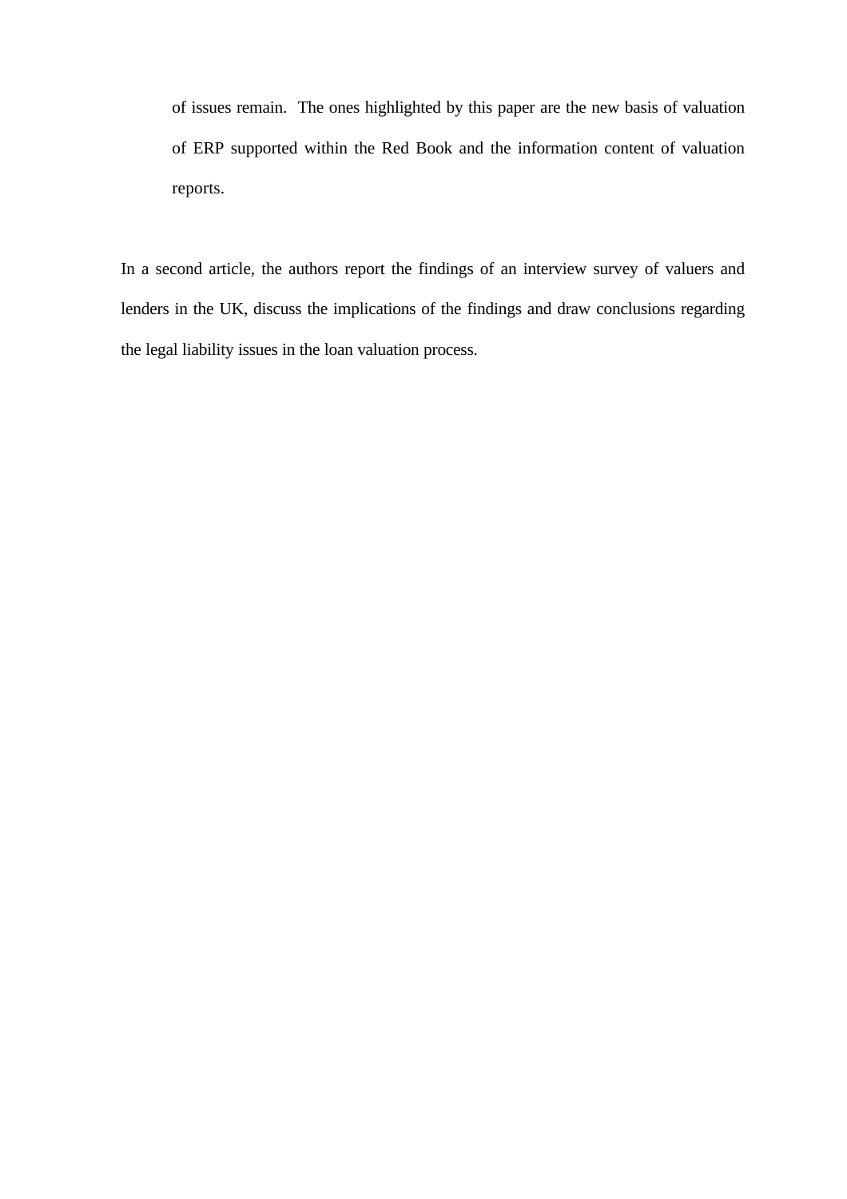> of issues remain. The ones highlighted by this paper are the new basis of valuation of ERP supported within the Red Book and the information content of valuation reports.

In a second article, the authors report the findings of an interview survey of valuers and lenders in the UK, discuss the implications of the findings and draw conclusions regarding the legal liability issues in the loan valuation process.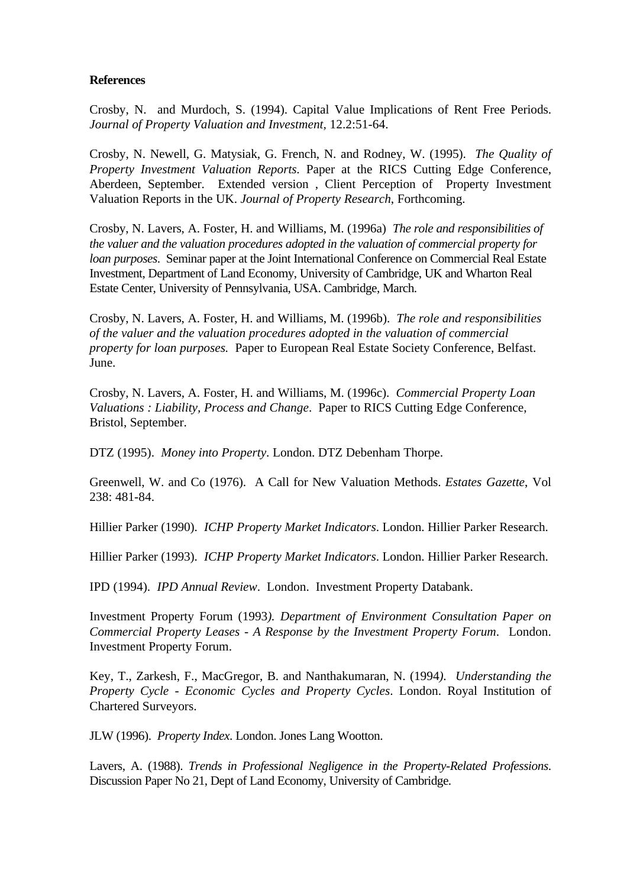**References**

Crosby, N. and Murdoch, S. (1994). Capital Value Implications of Rent Free Periods. *Journal of Property Valuation and Investment,* 12.2:51-64.

Crosby, N. Newell, G. Matysiak, G. French, N. and Rodney, W. (1995). *The Quality of Property Investment Valuation Reports*. Paper at the RICS Cutting Edge Conference, Aberdeen, September. Extended version , Client Perception of Property Investment Valuation Reports in the UK. *Journal of Property Research*, Forthcoming.

Crosby, N. Lavers, A. Foster, H. and Williams, M. (1996a) *The role and responsibilities of the valuer and the valuation procedures adopted in the valuation of commercial property for loan purposes*. Seminar paper at the Joint International Conference on Commercial Real Estate Investment, Department of Land Economy, University of Cambridge, UK and Wharton Real Estate Center, University of Pennsylvania, USA. Cambridge, March.

Crosby, N. Lavers, A. Foster, H. and Williams, M. (1996b). *The role and responsibilities of the valuer and the valuation procedures adopted in the valuation of commercial property for loan purposes.* Paper to European Real Estate Society Conference, Belfast. June.

Crosby, N. Lavers, A. Foster, H. and Williams, M. (1996c). *Commercial Property Loan Valuations : Liability, Process and Change*. Paper to RICS Cutting Edge Conference, Bristol, September.

DTZ (1995). *Money into Property*. London. DTZ Debenham Thorpe.

Greenwell, W. and Co (1976). A Call for New Valuation Methods. *Estates Gazette*, Vol 238: 481-84.

Hillier Parker (1990). *ICHP Property Market Indicators*. London. Hillier Parker Research.

Hillier Parker (1993). *ICHP Property Market Indicators*. London. Hillier Parker Research.

IPD (1994). *IPD Annual Review*. London. Investment Property Databank.

Investment Property Forum (1993*). Department of Environment Consultation Paper on Commercial Property Leases - A Response by the Investment Property Forum*. London. Investment Property Forum.

Key, T., Zarkesh, F., MacGregor, B. and Nanthakumaran, N. (1994*). Understanding the Property Cycle - Economic Cycles and Property Cycles*. London. Royal Institution of Chartered Surveyors.

JLW (1996). *Property Index*. London. Jones Lang Wootton.

Lavers, A. (1988). *Trends in Professional Negligence in the Property-Related Professions.* Discussion Paper No 21, Dept of Land Economy, University of Cambridge.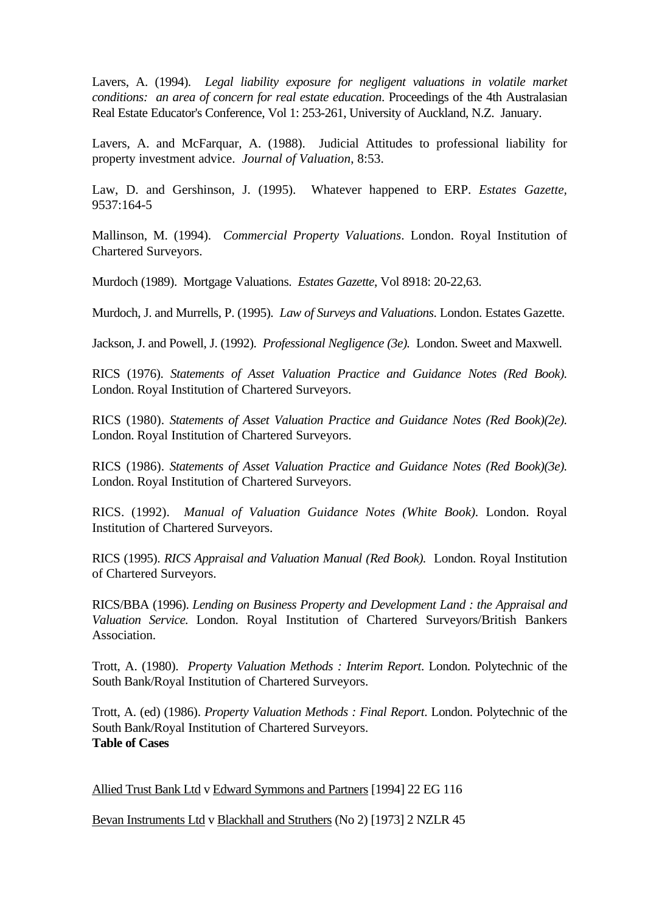Lavers, A. (1994). *Legal liability exposure for negligent valuations in volatile market conditions: an area of concern for real estate education*. Proceedings of the 4th Australasian Real Estate Educator's Conference, Vol 1: 253-261, University of Auckland, N.Z. January.

Lavers, A. and McFarquar, A. (1988). Judicial Attitudes to professional liability for property investment advice. *Journal of Valuation*, 8:53.

Law, D. and Gershinson, J. (1995). Whatever happened to ERP. *Estates Gazette*, 9537:164-5

Mallinson, M. (1994). *Commercial Property Valuations*. London. Royal Institution of Chartered Surveyors.

Murdoch (1989). Mortgage Valuations. *Estates Gazette*, Vol 8918: 20-22,63.

Murdoch, J. and Murrells, P. (1995). *Law of Surveys and Valuations*. London. Estates Gazette.

Jackson, J. and Powell, J. (1992). *Professional Negligence (3e).* London. Sweet and Maxwell.

RICS (1976). *Statements of Asset Valuation Practice and Guidance Notes (Red Book).* London. Royal Institution of Chartered Surveyors.

RICS (1980). *Statements of Asset Valuation Practice and Guidance Notes (Red Book)(2e).* London. Royal Institution of Chartered Surveyors.

RICS (1986). *Statements of Asset Valuation Practice and Guidance Notes (Red Book)(3e).* London. Royal Institution of Chartered Surveyors.

RICS. (1992). *Manual of Valuation Guidance Notes (White Book).* London. Royal Institution of Chartered Surveyors.

RICS (1995). *RICS Appraisal and Valuation Manual (Red Book).* London. Royal Institution of Chartered Surveyors.

RICS/BBA (1996). *Lending on Business Property and Development Land : the Appraisal and Valuation Service.* London. Royal Institution of Chartered Surveyors/British Bankers Association.

Trott, A. (1980). *Property Valuation Methods : Interim Report*. London. Polytechnic of the South Bank/Royal Institution of Chartered Surveyors.

Trott, A. (ed) (1986). *Property Valuation Methods : Final Report*. London. Polytechnic of the South Bank/Royal Institution of Chartered Surveyors.

**Table of Cases**

Allied Trust Bank Ltd v Edward Symmons and Partners [1994] 22 EG 116

Bevan Instruments Ltd v Blackhall and Struthers (No 2) [1973] 2 NZLR 45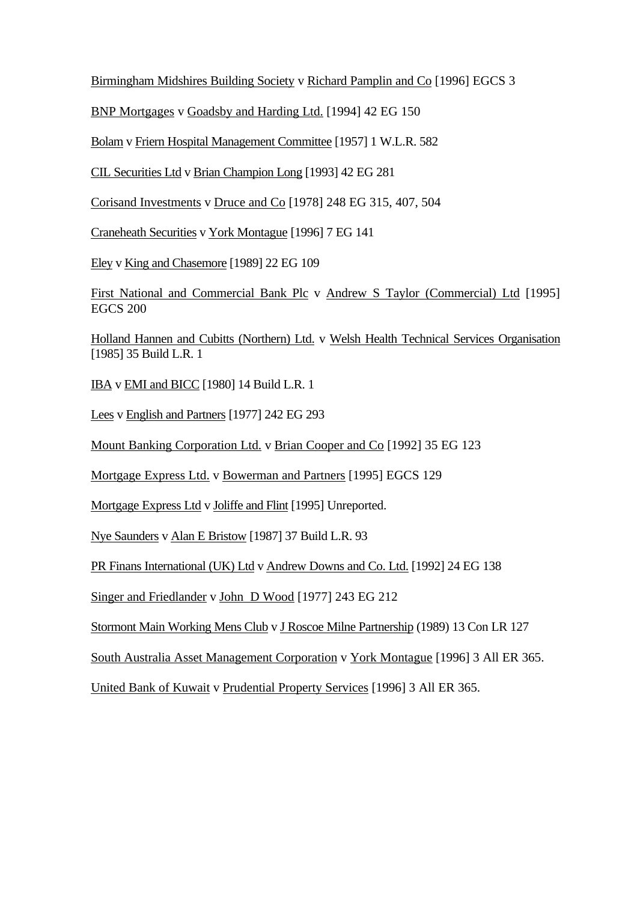<u>Birmingham Midshires Building Society</u> v <u>Richard Pamplin and Co</u> [1996] EGCS 3

<u>BNP Mortgages</u> v <u>Goadsby and Harding Ltd.</u> [1994] 42 EG 150

<u>Bolam</u> v <u>Friern Hospital Management Committee</u> [1957] 1 W.L.R. 582

<u>CIL Securities Ltd</u> v <u>Brian Champion Long</u> [1993] 42 EG 281

<u>Corisand Investments</u> v <u>Druce and Co</u> [1978] 248 EG 315, 407, 504

<u>Craneheath Securities</u> v <u>York Montague</u> [1996] 7 EG 141

<u>Eley</u> v <u>King and Chasemore</u> [1989] 22 EG 109

<u>First National and Commercial Bank Plc</u> v <u>Andrew S Taylor (Commercial) Ltd</u> [1995] EGCS 200

<u>Holland Hannen and Cubitts (Northern) Ltd.</u> v <u>Welsh Health Technical Services Organisation</u> [1985] 35 Build L.R. 1

<u>IBA</u> v <u>EMI and BICC</u> [1980] 14 Build L.R. 1

<u>Lees</u> v <u>English and Partners</u> [1977] 242 EG 293

<u>Mount Banking Corporation Ltd.</u> v <u>Brian Cooper and Co</u> [1992] 35 EG 123

<u>Mortgage Express Ltd.</u> v <u>Bowerman and Partners</u> [1995] EGCS 129

<u>Mortgage Express Ltd</u> v <u>Joliffe and Flint</u> [1995] Unreported.

<u>Nye Saunders</u> v <u>Alan E Bristow</u> [1987] 37 Build L.R. 93

<u>PR Finans International (UK) Ltd</u> v <u>Andrew Downs and Co. Ltd.</u> [1992] 24 EG 138

<u>Singer and Friedlander</u> v <u>John D Wood</u> [1977] 243 EG 212

<u>Stormont Main Working Mens Club</u> v <u>J Roscoe Milne Partnership</u> (1989) 13 Con LR 127

<u>South Australia Asset Management Corporation</u> v <u>York Montague</u> [1996] 3 All ER 365.

<u>United Bank of Kuwait</u> v <u>Prudential Property Services</u> [1996] 3 All ER 365.